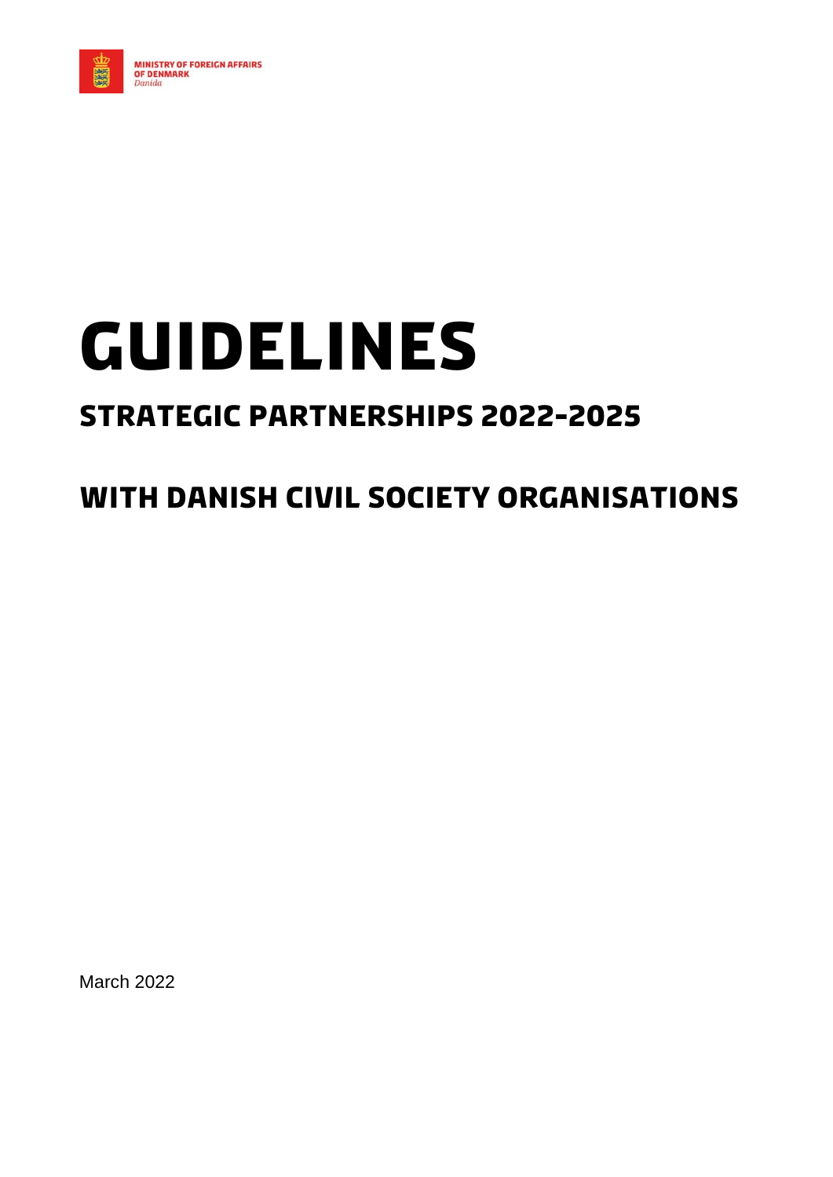MINISTRY OF FOREIGN AFFAIRS
OF DENMARK
*Danida*

# GUIDELINES

## STRATEGIC PARTNERSHIPS 2022-2025

## WITH DANISH CIVIL SOCIETY ORGANISATIONS

March 2022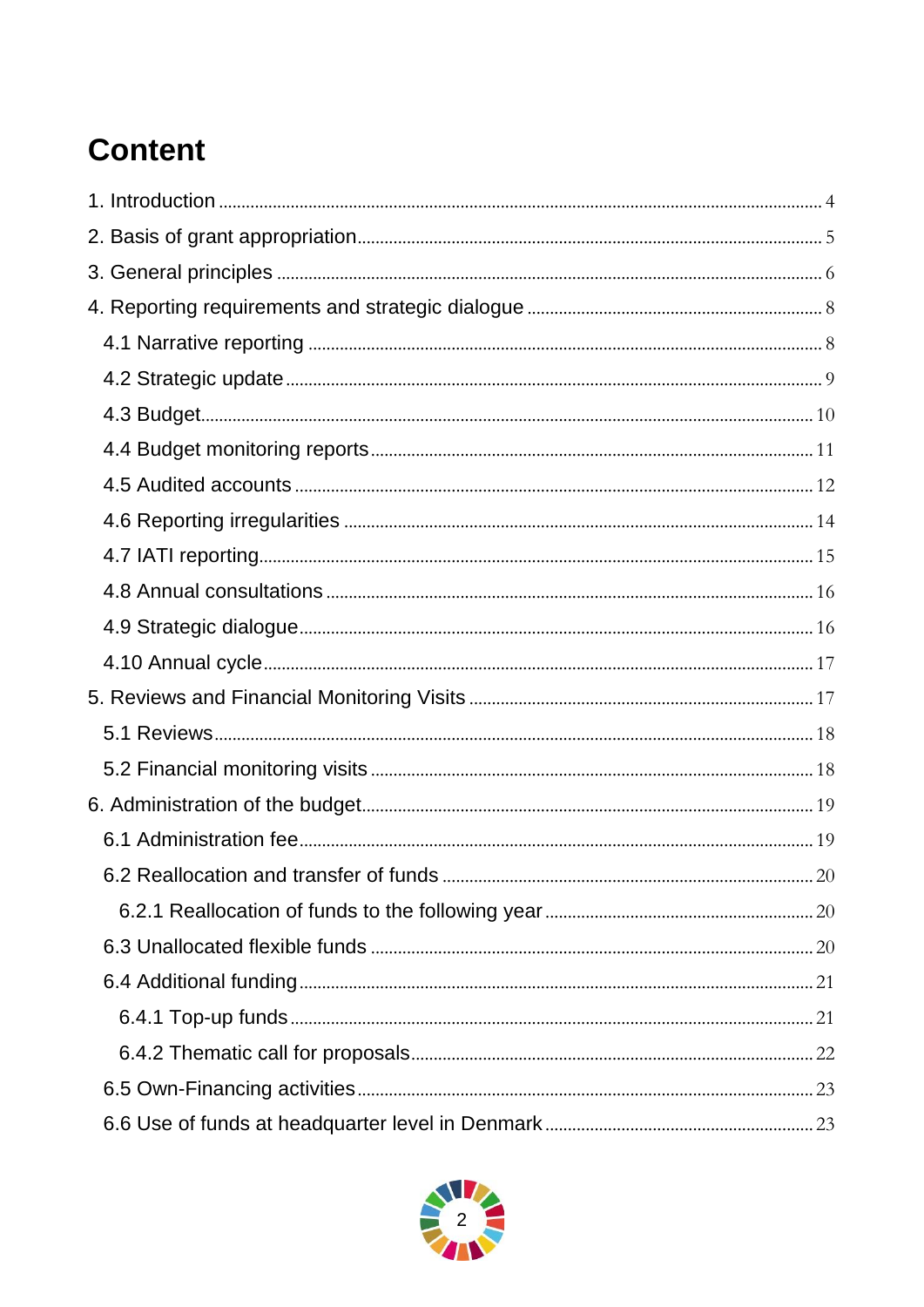# Content

1. Introduction ..... 4
2. Basis of grant appropriation ..... 5
3. General principles ..... 6
4. Reporting requirements and strategic dialogue ..... 8
   - 4.1 Narrative reporting ..... 8
   - 4.2 Strategic update ..... 9
   - 4.3 Budget ..... 10
   - 4.4 Budget monitoring reports ..... 11
   - 4.5 Audited accounts ..... 12
   - 4.6 Reporting irregularities ..... 14
   - 4.7 IATI reporting ..... 15
   - 4.8 Annual consultations ..... 16
   - 4.9 Strategic dialogue ..... 16
   - 4.10 Annual cycle ..... 17
5. Reviews and Financial Monitoring Visits ..... 17
   - 5.1 Reviews ..... 18
   - 5.2 Financial monitoring visits ..... 18
6. Administration of the budget ..... 19
   - 6.1 Administration fee ..... 19
   - 6.2 Reallocation and transfer of funds ..... 20
     - 6.2.1 Reallocation of funds to the following year ..... 20
   - 6.3 Unallocated flexible funds ..... 20
   - 6.4 Additional funding ..... 21
     - 6.4.1 Top-up funds ..... 21
     - 6.4.2 Thematic call for proposals ..... 22
   - 6.5 Own-Financing activities ..... 23
   - 6.6 Use of funds at headquarter level in Denmark ..... 23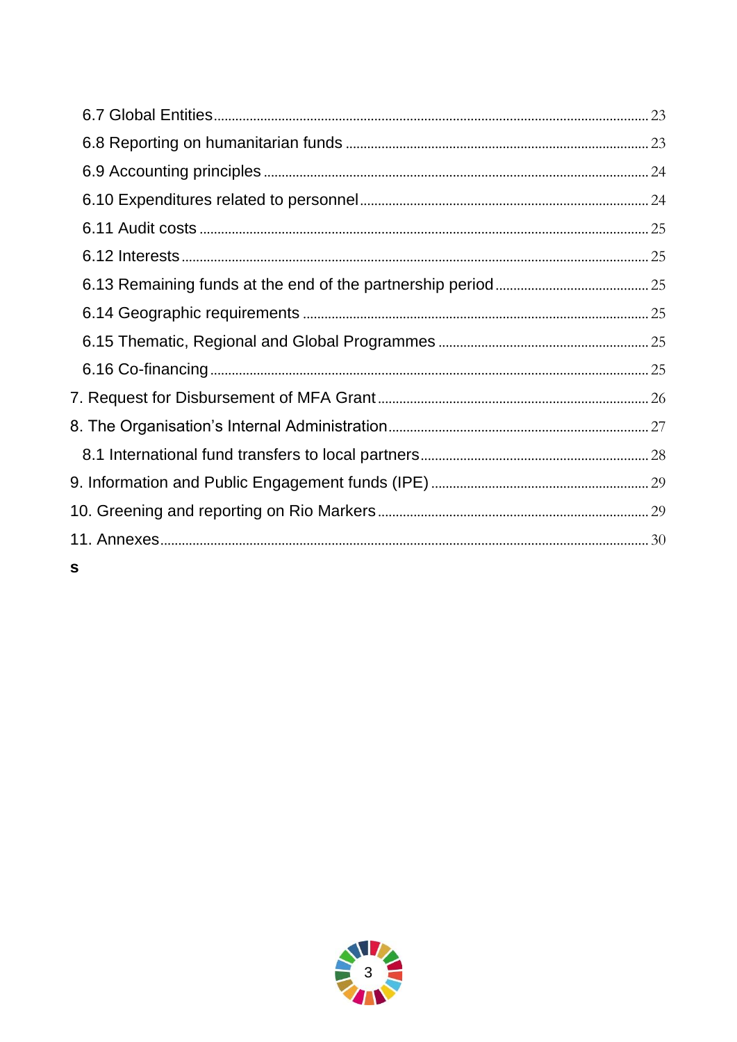- 6.7 Global Entities ........ 23
- 6.8 Reporting on humanitarian funds ........ 23
- 6.9 Accounting principles ........ 24
- 6.10 Expenditures related to personnel ........ 24
- 6.11 Audit costs ........ 25
- 6.12 Interests ........ 25
- 6.13 Remaining funds at the end of the partnership period ........ 25
- 6.14 Geographic requirements ........ 25
- 6.15 Thematic, Regional and Global Programmes ........ 25
- 6.16 Co-financing ........ 25

7. Request for Disbursement of MFA Grant ........ 26

8. The Organisation's Internal Administration ........ 27

- 8.1 International fund transfers to local partners ........ 28

9. Information and Public Engagement funds (IPE) ........ 29

10. Greening and reporting on Rio Markers ........ 29

11. Annexes ........ 30

**s**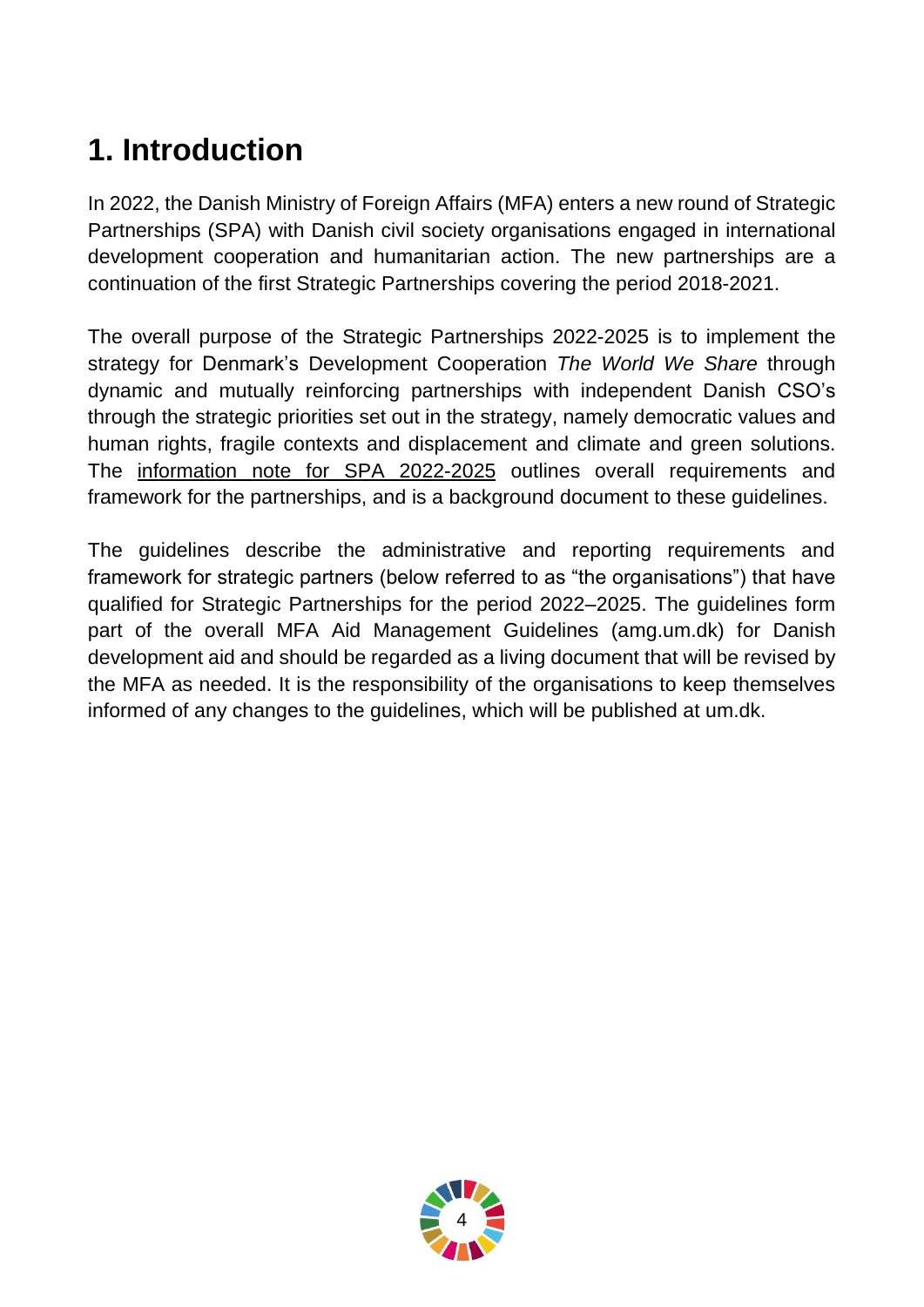# 1. Introduction

In 2022, the Danish Ministry of Foreign Affairs (MFA) enters a new round of Strategic Partnerships (SPA) with Danish civil society organisations engaged in international development cooperation and humanitarian action. The new partnerships are a continuation of the first Strategic Partnerships covering the period 2018-2021.

The overall purpose of the Strategic Partnerships 2022-2025 is to implement the strategy for Denmark's Development Cooperation *The World We Share* through dynamic and mutually reinforcing partnerships with independent Danish CSO's through the strategic priorities set out in the strategy, namely democratic values and human rights, fragile contexts and displacement and climate and green solutions. The information note for SPA 2022-2025 outlines overall requirements and framework for the partnerships, and is a background document to these guidelines.

The guidelines describe the administrative and reporting requirements and framework for strategic partners (below referred to as "the organisations") that have qualified for Strategic Partnerships for the period 2022–2025. The guidelines form part of the overall MFA Aid Management Guidelines (amg.um.dk) for Danish development aid and should be regarded as a living document that will be revised by the MFA as needed. It is the responsibility of the organisations to keep themselves informed of any changes to the guidelines, which will be published at um.dk.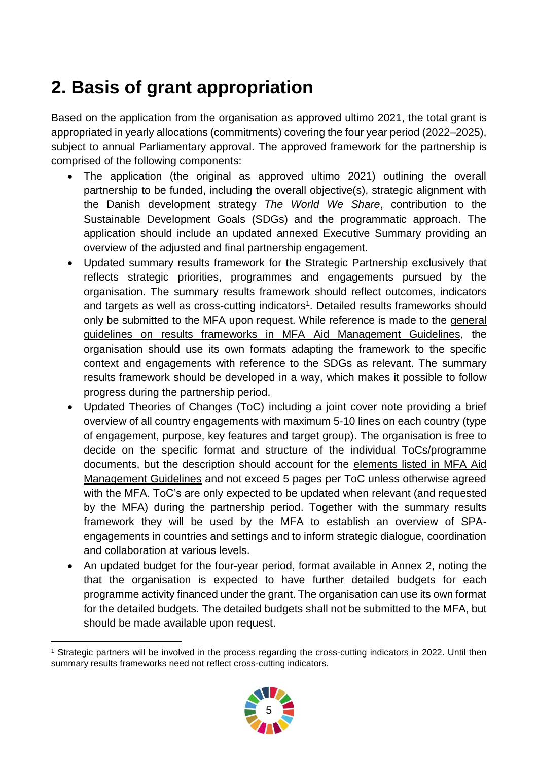# 2. Basis of grant appropriation

Based on the application from the organisation as approved ultimo 2021, the total grant is appropriated in yearly allocations (commitments) covering the four year period (2022–2025), subject to annual Parliamentary approval. The approved framework for the partnership is comprised of the following components:

- The application (the original as approved ultimo 2021) outlining the overall partnership to be funded, including the overall objective(s), strategic alignment with the Danish development strategy *The World We Share*, contribution to the Sustainable Development Goals (SDGs) and the programmatic approach. The application should include an updated annexed Executive Summary providing an overview of the adjusted and final partnership engagement.
- Updated summary results framework for the Strategic Partnership exclusively that reflects strategic priorities, programmes and engagements pursued by the organisation. The summary results framework should reflect outcomes, indicators and targets as well as cross-cutting indicators[1]. Detailed results frameworks should only be submitted to the MFA upon request. While reference is made to the general guidelines on results frameworks in MFA Aid Management Guidelines, the organisation should use its own formats adapting the framework to the specific context and engagements with reference to the SDGs as relevant. The summary results framework should be developed in a way, which makes it possible to follow progress during the partnership period.
- Updated Theories of Changes (ToC) including a joint cover note providing a brief overview of all country engagements with maximum 5-10 lines on each country (type of engagement, purpose, key features and target group). The organisation is free to decide on the specific format and structure of the individual ToCs/programme documents, but the description should account for the elements listed in MFA Aid Management Guidelines and not exceed 5 pages per ToC unless otherwise agreed with the MFA. ToC's are only expected to be updated when relevant (and requested by the MFA) during the partnership period. Together with the summary results framework they will be used by the MFA to establish an overview of SPA-engagements in countries and settings and to inform strategic dialogue, coordination and collaboration at various levels.
- An updated budget for the four-year period, format available in Annex 2, noting the that the organisation is expected to have further detailed budgets for each programme activity financed under the grant. The organisation can use its own format for the detailed budgets. The detailed budgets shall not be submitted to the MFA, but should be made available upon request.

[1] Strategic partners will be involved in the process regarding the cross-cutting indicators in 2022. Until then summary results frameworks need not reflect cross-cutting indicators.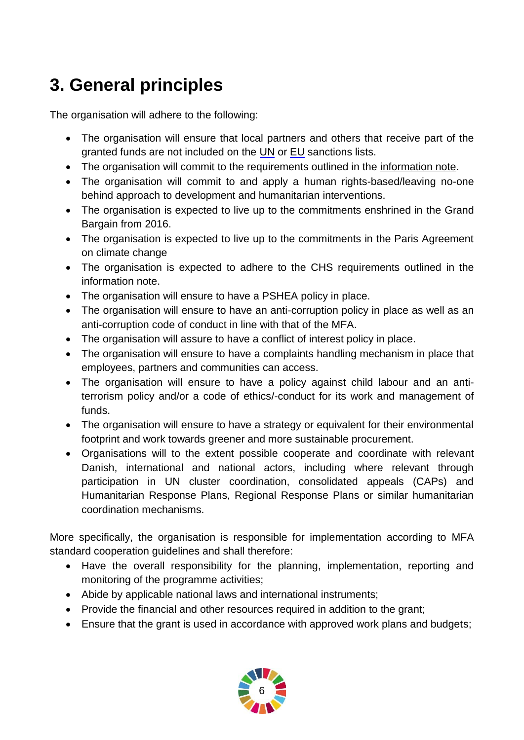# 3. General principles

The organisation will adhere to the following:

- The organisation will ensure that local partners and others that receive part of the granted funds are not included on the UN or EU sanctions lists.
- The organisation will commit to the requirements outlined in the information note.
- The organisation will commit to and apply a human rights-based/leaving no-one behind approach to development and humanitarian interventions.
- The organisation is expected to live up to the commitments enshrined in the Grand Bargain from 2016.
- The organisation is expected to live up to the commitments in the Paris Agreement on climate change
- The organisation is expected to adhere to the CHS requirements outlined in the information note.
- The organisation will ensure to have a PSHEA policy in place.
- The organisation will ensure to have an anti-corruption policy in place as well as an anti-corruption code of conduct in line with that of the MFA.
- The organisation will assure to have a conflict of interest policy in place.
- The organisation will ensure to have a complaints handling mechanism in place that employees, partners and communities can access.
- The organisation will ensure to have a policy against child labour and an anti-terrorism policy and/or a code of ethics/-conduct for its work and management of funds.
- The organisation will ensure to have a strategy or equivalent for their environmental footprint and work towards greener and more sustainable procurement.
- Organisations will to the extent possible cooperate and coordinate with relevant Danish, international and national actors, including where relevant through participation in UN cluster coordination, consolidated appeals (CAPs) and Humanitarian Response Plans, Regional Response Plans or similar humanitarian coordination mechanisms.

More specifically, the organisation is responsible for implementation according to MFA standard cooperation guidelines and shall therefore:

- Have the overall responsibility for the planning, implementation, reporting and monitoring of the programme activities;
- Abide by applicable national laws and international instruments;
- Provide the financial and other resources required in addition to the grant;
- Ensure that the grant is used in accordance with approved work plans and budgets;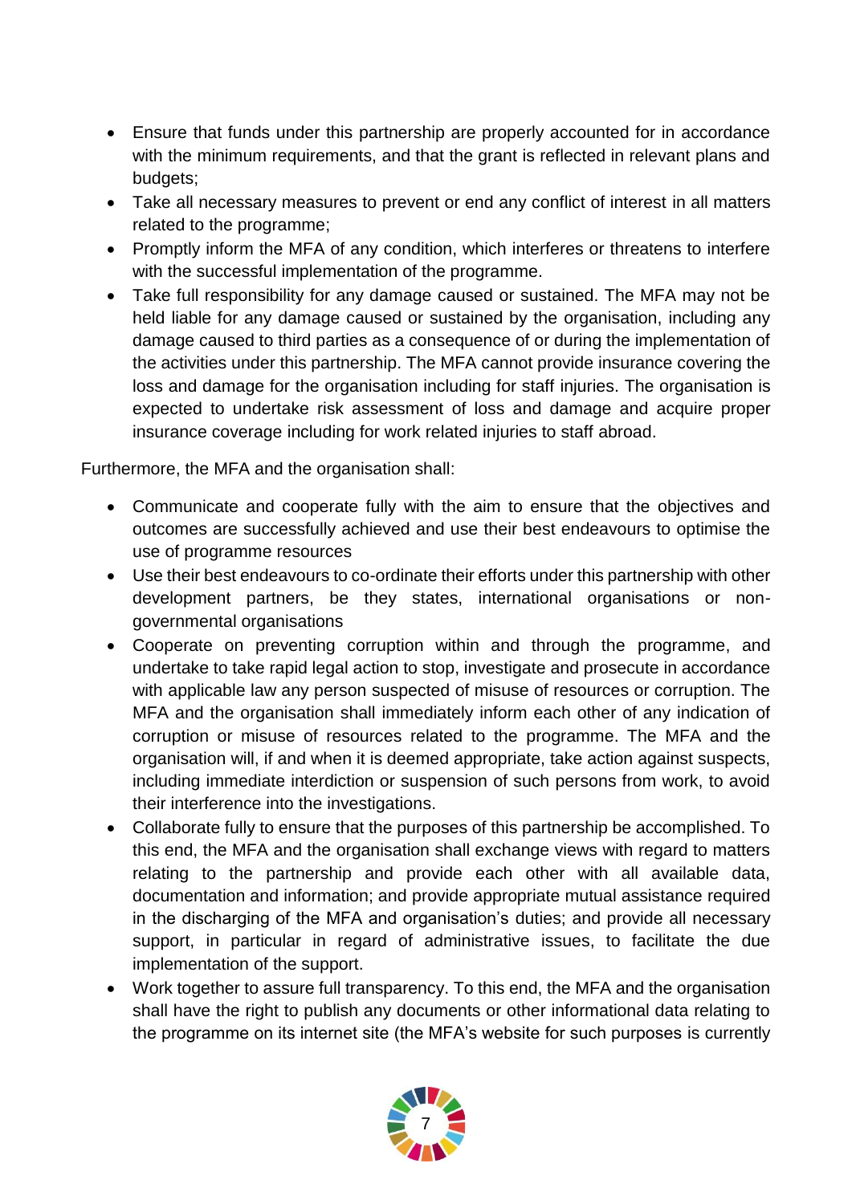- Ensure that funds under this partnership are properly accounted for in accordance with the minimum requirements, and that the grant is reflected in relevant plans and budgets;
- Take all necessary measures to prevent or end any conflict of interest in all matters related to the programme;
- Promptly inform the MFA of any condition, which interferes or threatens to interfere with the successful implementation of the programme.
- Take full responsibility for any damage caused or sustained. The MFA may not be held liable for any damage caused or sustained by the organisation, including any damage caused to third parties as a consequence of or during the implementation of the activities under this partnership. The MFA cannot provide insurance covering the loss and damage for the organisation including for staff injuries. The organisation is expected to undertake risk assessment of loss and damage and acquire proper insurance coverage including for work related injuries to staff abroad.

Furthermore, the MFA and the organisation shall:

- Communicate and cooperate fully with the aim to ensure that the objectives and outcomes are successfully achieved and use their best endeavours to optimise the use of programme resources
- Use their best endeavours to co-ordinate their efforts under this partnership with other development partners, be they states, international organisations or non-governmental organisations
- Cooperate on preventing corruption within and through the programme, and undertake to take rapid legal action to stop, investigate and prosecute in accordance with applicable law any person suspected of misuse of resources or corruption. The MFA and the organisation shall immediately inform each other of any indication of corruption or misuse of resources related to the programme. The MFA and the organisation will, if and when it is deemed appropriate, take action against suspects, including immediate interdiction or suspension of such persons from work, to avoid their interference into the investigations.
- Collaborate fully to ensure that the purposes of this partnership be accomplished. To this end, the MFA and the organisation shall exchange views with regard to matters relating to the partnership and provide each other with all available data, documentation and information; and provide appropriate mutual assistance required in the discharging of the MFA and organisation's duties; and provide all necessary support, in particular in regard of administrative issues, to facilitate the due implementation of the support.
- Work together to assure full transparency. To this end, the MFA and the organisation shall have the right to publish any documents or other informational data relating to the programme on its internet site (the MFA's website for such purposes is currently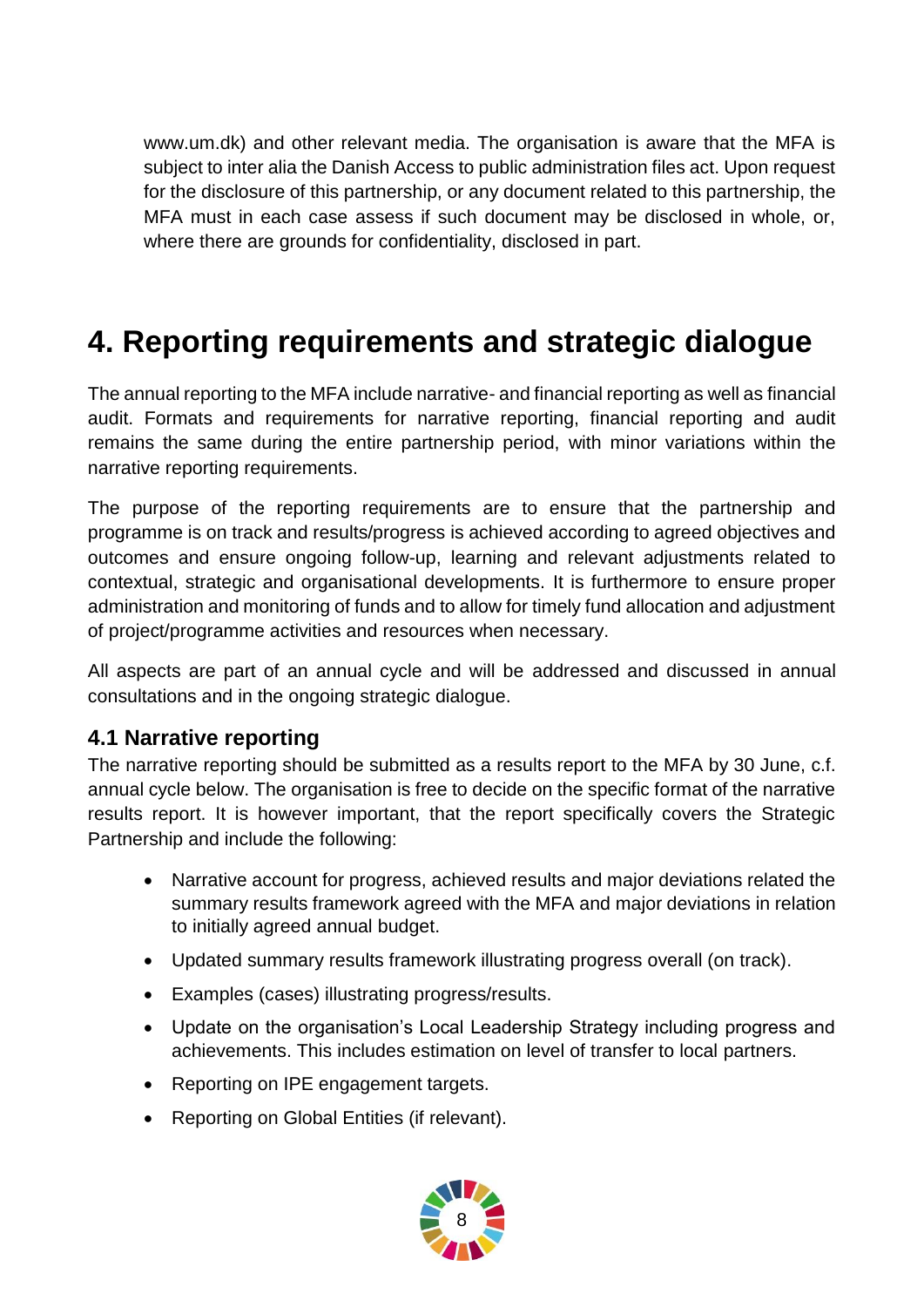www.um.dk) and other relevant media. The organisation is aware that the MFA is subject to inter alia the Danish Access to public administration files act. Upon request for the disclosure of this partnership, or any document related to this partnership, the MFA must in each case assess if such document may be disclosed in whole, or, where there are grounds for confidentiality, disclosed in part.

# 4. Reporting requirements and strategic dialogue

The annual reporting to the MFA include narrative- and financial reporting as well as financial audit. Formats and requirements for narrative reporting, financial reporting and audit remains the same during the entire partnership period, with minor variations within the narrative reporting requirements.

The purpose of the reporting requirements are to ensure that the partnership and programme is on track and results/progress is achieved according to agreed objectives and outcomes and ensure ongoing follow-up, learning and relevant adjustments related to contextual, strategic and organisational developments. It is furthermore to ensure proper administration and monitoring of funds and to allow for timely fund allocation and adjustment of project/programme activities and resources when necessary.

All aspects are part of an annual cycle and will be addressed and discussed in annual consultations and in the ongoing strategic dialogue.

## 4.1 Narrative reporting

The narrative reporting should be submitted as a results report to the MFA by 30 June, c.f. annual cycle below. The organisation is free to decide on the specific format of the narrative results report. It is however important, that the report specifically covers the Strategic Partnership and include the following:

- Narrative account for progress, achieved results and major deviations related the summary results framework agreed with the MFA and major deviations in relation to initially agreed annual budget.
- Updated summary results framework illustrating progress overall (on track).
- Examples (cases) illustrating progress/results.
- Update on the organisation's Local Leadership Strategy including progress and achievements. This includes estimation on level of transfer to local partners.
- Reporting on IPE engagement targets.
- Reporting on Global Entities (if relevant).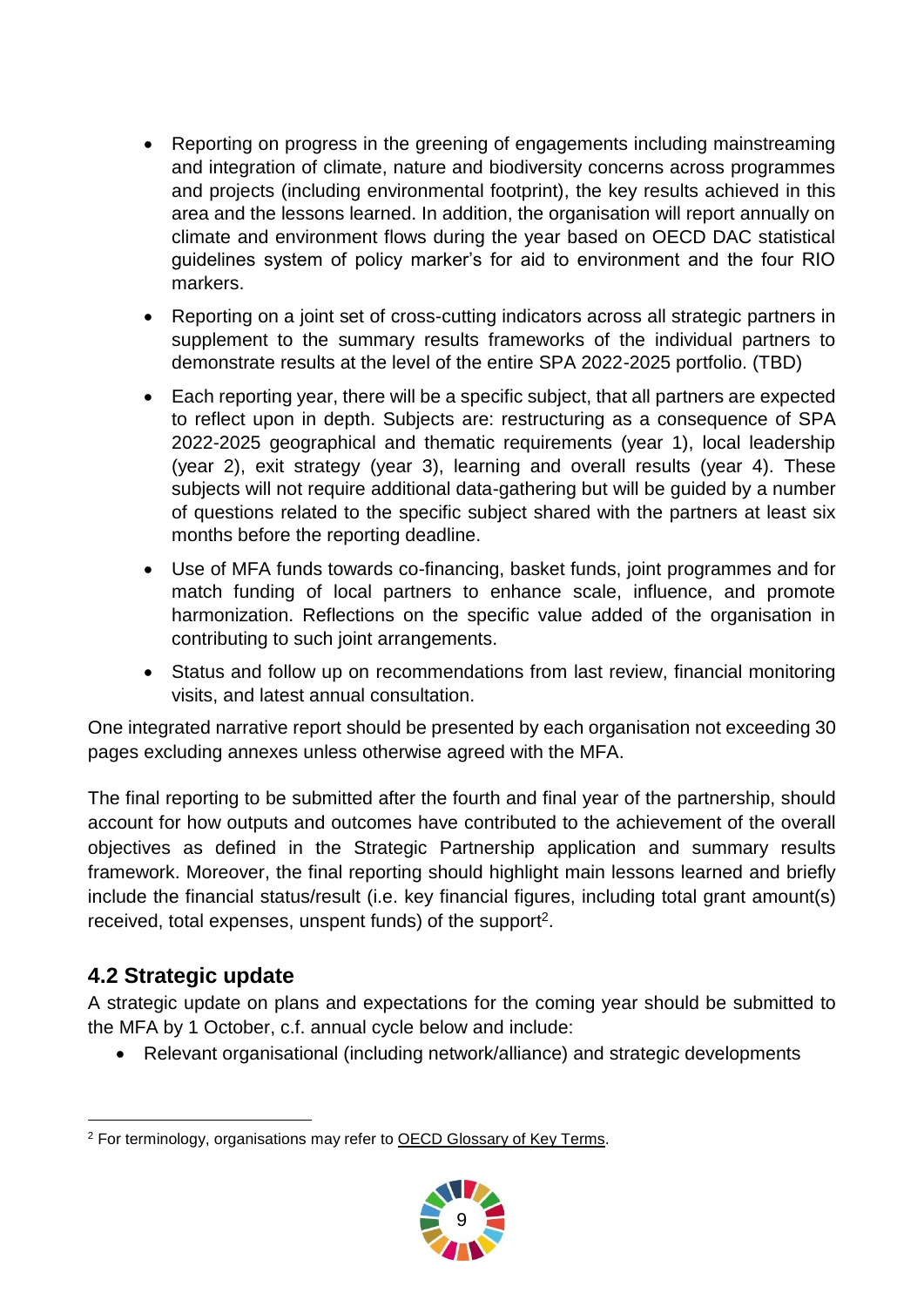- Reporting on progress in the greening of engagements including mainstreaming and integration of climate, nature and biodiversity concerns across programmes and projects (including environmental footprint), the key results achieved in this area and the lessons learned. In addition, the organisation will report annually on climate and environment flows during the year based on OECD DAC statistical guidelines system of policy marker's for aid to environment and the four RIO markers.
- Reporting on a joint set of cross-cutting indicators across all strategic partners in supplement to the summary results frameworks of the individual partners to demonstrate results at the level of the entire SPA 2022-2025 portfolio. (TBD)
- Each reporting year, there will be a specific subject, that all partners are expected to reflect upon in depth. Subjects are: restructuring as a consequence of SPA 2022-2025 geographical and thematic requirements (year 1), local leadership (year 2), exit strategy (year 3), learning and overall results (year 4). These subjects will not require additional data-gathering but will be guided by a number of questions related to the specific subject shared with the partners at least six months before the reporting deadline.
- Use of MFA funds towards co-financing, basket funds, joint programmes and for match funding of local partners to enhance scale, influence, and promote harmonization. Reflections on the specific value added of the organisation in contributing to such joint arrangements.
- Status and follow up on recommendations from last review, financial monitoring visits, and latest annual consultation.

One integrated narrative report should be presented by each organisation not exceeding 30 pages excluding annexes unless otherwise agreed with the MFA.

The final reporting to be submitted after the fourth and final year of the partnership, should account for how outputs and outcomes have contributed to the achievement of the overall objectives as defined in the Strategic Partnership application and summary results framework. Moreover, the final reporting should highlight main lessons learned and briefly include the financial status/result (i.e. key financial figures, including total grant amount(s) received, total expenses, unspent funds) of the support[2].

## 4.2 Strategic update

A strategic update on plans and expectations for the coming year should be submitted to the MFA by 1 October, c.f. annual cycle below and include:

- Relevant organisational (including network/alliance) and strategic developments

[2] For terminology, organisations may refer to OECD Glossary of Key Terms.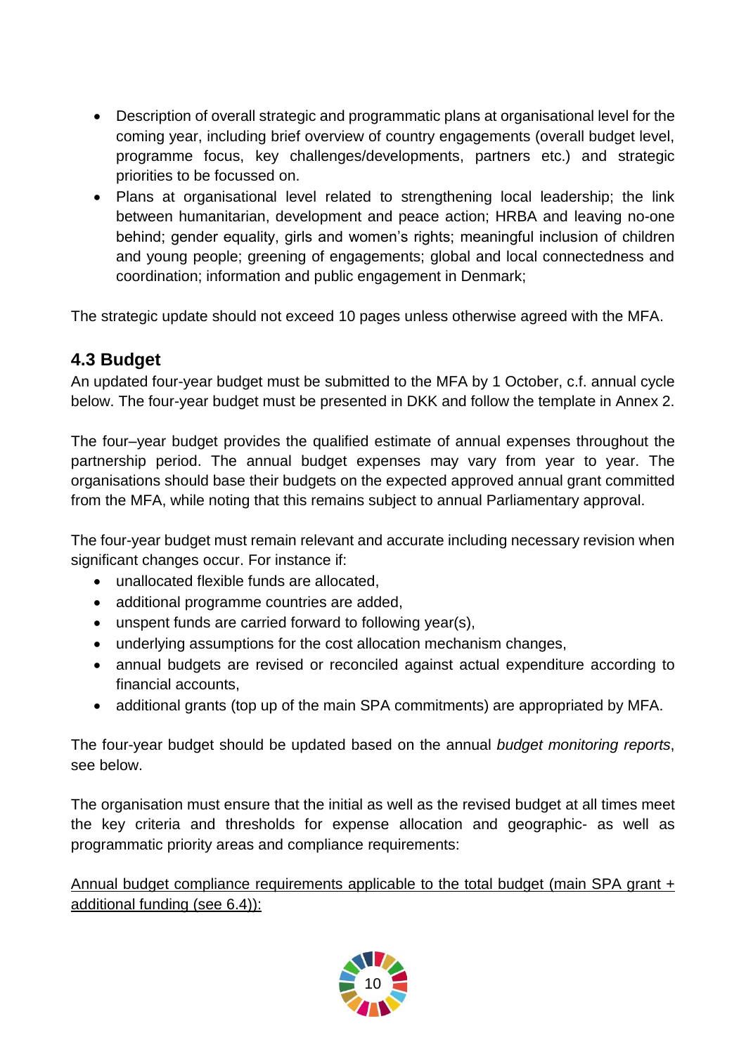- Description of overall strategic and programmatic plans at organisational level for the coming year, including brief overview of country engagements (overall budget level, programme focus, key challenges/developments, partners etc.) and strategic priorities to be focussed on.
- Plans at organisational level related to strengthening local leadership; the link between humanitarian, development and peace action; HRBA and leaving no-one behind; gender equality, girls and women's rights; meaningful inclusion of children and young people; greening of engagements; global and local connectedness and coordination; information and public engagement in Denmark;

The strategic update should not exceed 10 pages unless otherwise agreed with the MFA.

## 4.3 Budget

An updated four-year budget must be submitted to the MFA by 1 October, c.f. annual cycle below. The four-year budget must be presented in DKK and follow the template in Annex 2.

The four–year budget provides the qualified estimate of annual expenses throughout the partnership period. The annual budget expenses may vary from year to year. The organisations should base their budgets on the expected approved annual grant committed from the MFA, while noting that this remains subject to annual Parliamentary approval.

The four-year budget must remain relevant and accurate including necessary revision when significant changes occur. For instance if:

- unallocated flexible funds are allocated,
- additional programme countries are added,
- unspent funds are carried forward to following year(s),
- underlying assumptions for the cost allocation mechanism changes,
- annual budgets are revised or reconciled against actual expenditure according to financial accounts,
- additional grants (top up of the main SPA commitments) are appropriated by MFA.

The four-year budget should be updated based on the annual *budget monitoring reports*, see below.

The organisation must ensure that the initial as well as the revised budget at all times meet the key criteria and thresholds for expense allocation and geographic- as well as programmatic priority areas and compliance requirements:

<u>Annual budget compliance requirements applicable to the total budget (main SPA grant + additional funding (see 6.4)):</u>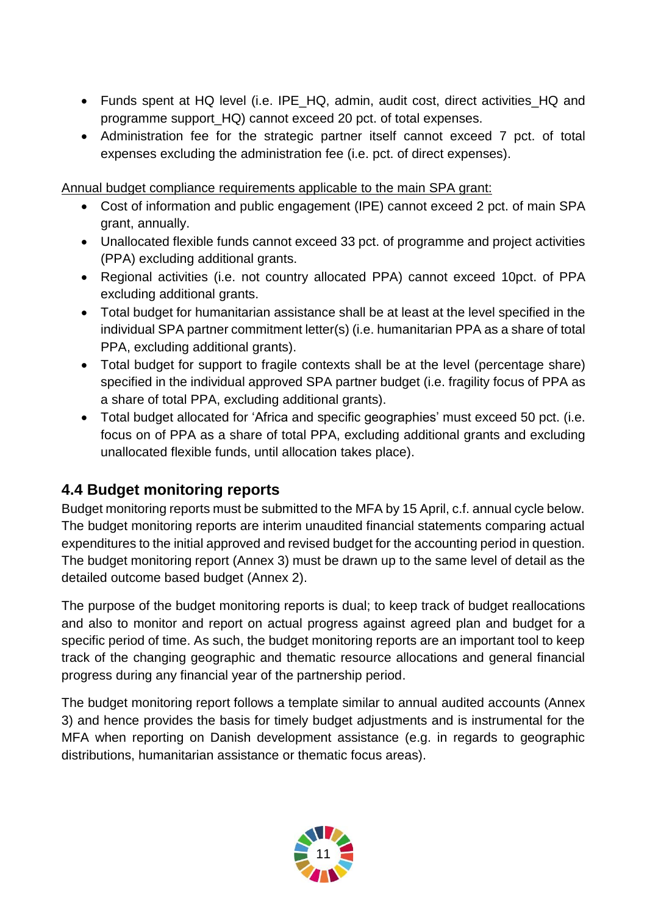- Funds spent at HQ level (i.e. IPE_HQ, admin, audit cost, direct activities_HQ and programme support_HQ) cannot exceed 20 pct. of total expenses.
- Administration fee for the strategic partner itself cannot exceed 7 pct. of total expenses excluding the administration fee (i.e. pct. of direct expenses).

<u>Annual budget compliance requirements applicable to the main SPA grant:</u>

- Cost of information and public engagement (IPE) cannot exceed 2 pct. of main SPA grant, annually.
- Unallocated flexible funds cannot exceed 33 pct. of programme and project activities (PPA) excluding additional grants.
- Regional activities (i.e. not country allocated PPA) cannot exceed 10pct. of PPA excluding additional grants.
- Total budget for humanitarian assistance shall be at least at the level specified in the individual SPA partner commitment letter(s) (i.e. humanitarian PPA as a share of total PPA, excluding additional grants).
- Total budget for support to fragile contexts shall be at the level (percentage share) specified in the individual approved SPA partner budget (i.e. fragility focus of PPA as a share of total PPA, excluding additional grants).
- Total budget allocated for 'Africa and specific geographies' must exceed 50 pct. (i.e. focus on of PPA as a share of total PPA, excluding additional grants and excluding unallocated flexible funds, until allocation takes place).

## 4.4 Budget monitoring reports

Budget monitoring reports must be submitted to the MFA by 15 April, c.f. annual cycle below. The budget monitoring reports are interim unaudited financial statements comparing actual expenditures to the initial approved and revised budget for the accounting period in question. The budget monitoring report (Annex 3) must be drawn up to the same level of detail as the detailed outcome based budget (Annex 2).

The purpose of the budget monitoring reports is dual; to keep track of budget reallocations and also to monitor and report on actual progress against agreed plan and budget for a specific period of time. As such, the budget monitoring reports are an important tool to keep track of the changing geographic and thematic resource allocations and general financial progress during any financial year of the partnership period.

The budget monitoring report follows a template similar to annual audited accounts (Annex 3) and hence provides the basis for timely budget adjustments and is instrumental for the MFA when reporting on Danish development assistance (e.g. in regards to geographic distributions, humanitarian assistance or thematic focus areas).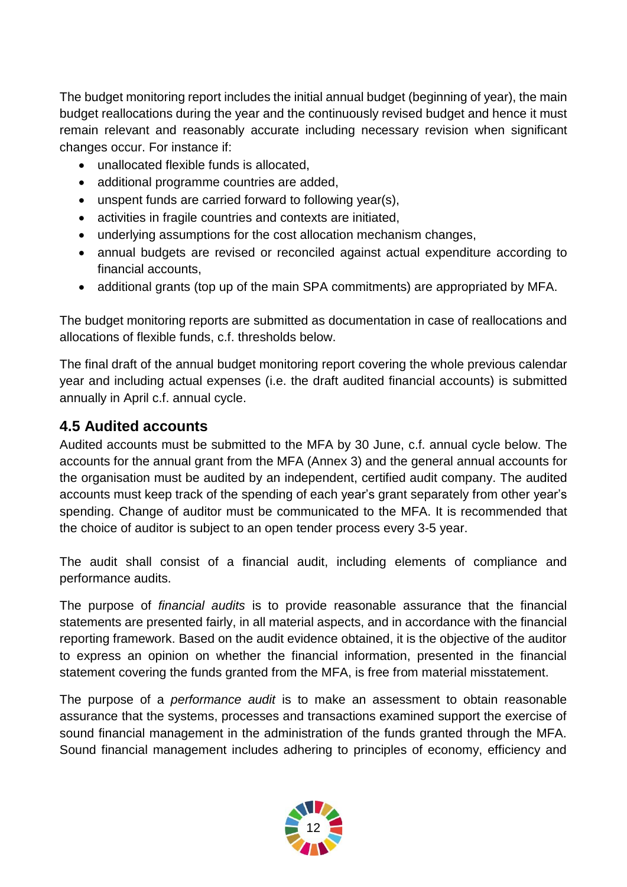The budget monitoring report includes the initial annual budget (beginning of year), the main budget reallocations during the year and the continuously revised budget and hence it must remain relevant and reasonably accurate including necessary revision when significant changes occur. For instance if:

- unallocated flexible funds is allocated,
- additional programme countries are added,
- unspent funds are carried forward to following year(s),
- activities in fragile countries and contexts are initiated,
- underlying assumptions for the cost allocation mechanism changes,
- annual budgets are revised or reconciled against actual expenditure according to financial accounts,
- additional grants (top up of the main SPA commitments) are appropriated by MFA.

The budget monitoring reports are submitted as documentation in case of reallocations and allocations of flexible funds, c.f. thresholds below.

The final draft of the annual budget monitoring report covering the whole previous calendar year and including actual expenses (i.e. the draft audited financial accounts) is submitted annually in April c.f. annual cycle.

## 4.5 Audited accounts

Audited accounts must be submitted to the MFA by 30 June, c.f. annual cycle below. The accounts for the annual grant from the MFA (Annex 3) and the general annual accounts for the organisation must be audited by an independent, certified audit company. The audited accounts must keep track of the spending of each year's grant separately from other year's spending. Change of auditor must be communicated to the MFA. It is recommended that the choice of auditor is subject to an open tender process every 3-5 year.

The audit shall consist of a financial audit, including elements of compliance and performance audits.

The purpose of *financial audits* is to provide reasonable assurance that the financial statements are presented fairly, in all material aspects, and in accordance with the financial reporting framework. Based on the audit evidence obtained, it is the objective of the auditor to express an opinion on whether the financial information, presented in the financial statement covering the funds granted from the MFA, is free from material misstatement.

The purpose of a *performance audit* is to make an assessment to obtain reasonable assurance that the systems, processes and transactions examined support the exercise of sound financial management in the administration of the funds granted through the MFA. Sound financial management includes adhering to principles of economy, efficiency and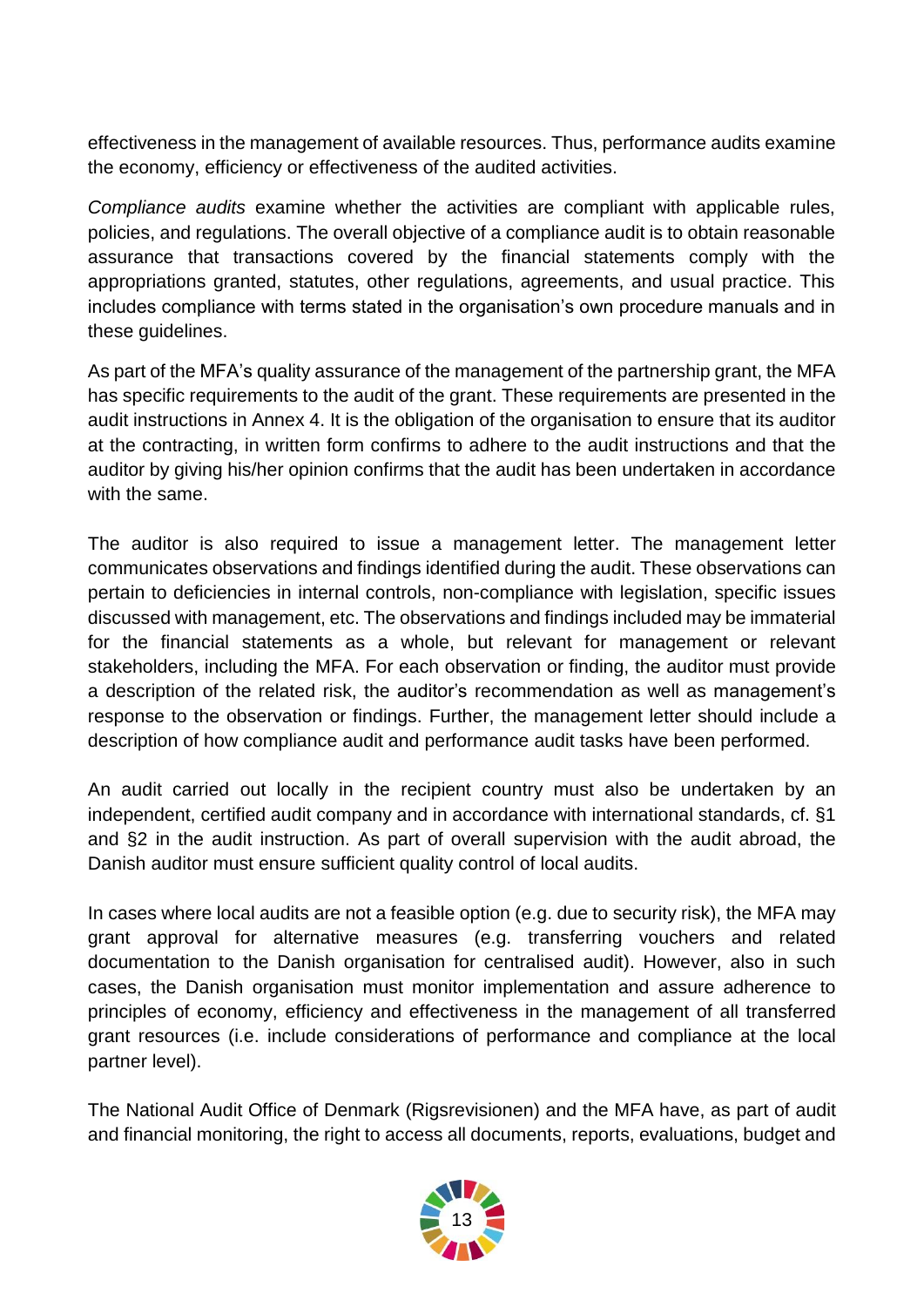effectiveness in the management of available resources. Thus, performance audits examine the economy, efficiency or effectiveness of the audited activities.

*Compliance audits* examine whether the activities are compliant with applicable rules, policies, and regulations. The overall objective of a compliance audit is to obtain reasonable assurance that transactions covered by the financial statements comply with the appropriations granted, statutes, other regulations, agreements, and usual practice. This includes compliance with terms stated in the organisation's own procedure manuals and in these guidelines.

As part of the MFA's quality assurance of the management of the partnership grant, the MFA has specific requirements to the audit of the grant. These requirements are presented in the audit instructions in Annex 4. It is the obligation of the organisation to ensure that its auditor at the contracting, in written form confirms to adhere to the audit instructions and that the auditor by giving his/her opinion confirms that the audit has been undertaken in accordance with the same.

The auditor is also required to issue a management letter. The management letter communicates observations and findings identified during the audit. These observations can pertain to deficiencies in internal controls, non-compliance with legislation, specific issues discussed with management, etc. The observations and findings included may be immaterial for the financial statements as a whole, but relevant for management or relevant stakeholders, including the MFA. For each observation or finding, the auditor must provide a description of the related risk, the auditor's recommendation as well as management's response to the observation or findings. Further, the management letter should include a description of how compliance audit and performance audit tasks have been performed.

An audit carried out locally in the recipient country must also be undertaken by an independent, certified audit company and in accordance with international standards, cf. §1 and §2 in the audit instruction. As part of overall supervision with the audit abroad, the Danish auditor must ensure sufficient quality control of local audits.

In cases where local audits are not a feasible option (e.g. due to security risk), the MFA may grant approval for alternative measures (e.g. transferring vouchers and related documentation to the Danish organisation for centralised audit). However, also in such cases, the Danish organisation must monitor implementation and assure adherence to principles of economy, efficiency and effectiveness in the management of all transferred grant resources (i.e. include considerations of performance and compliance at the local partner level).

The National Audit Office of Denmark (Rigsrevisionen) and the MFA have, as part of audit and financial monitoring, the right to access all documents, reports, evaluations, budget and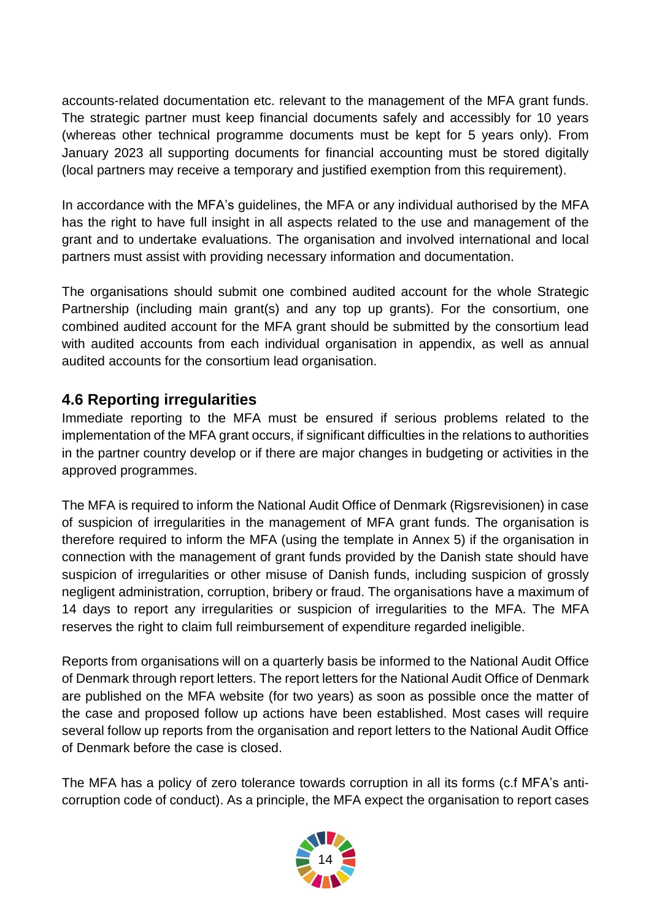accounts-related documentation etc. relevant to the management of the MFA grant funds. The strategic partner must keep financial documents safely and accessibly for 10 years (whereas other technical programme documents must be kept for 5 years only). From January 2023 all supporting documents for financial accounting must be stored digitally (local partners may receive a temporary and justified exemption from this requirement).

In accordance with the MFA's guidelines, the MFA or any individual authorised by the MFA has the right to have full insight in all aspects related to the use and management of the grant and to undertake evaluations. The organisation and involved international and local partners must assist with providing necessary information and documentation.

The organisations should submit one combined audited account for the whole Strategic Partnership (including main grant(s) and any top up grants). For the consortium, one combined audited account for the MFA grant should be submitted by the consortium lead with audited accounts from each individual organisation in appendix, as well as annual audited accounts for the consortium lead organisation.

## 4.6 Reporting irregularities

Immediate reporting to the MFA must be ensured if serious problems related to the implementation of the MFA grant occurs, if significant difficulties in the relations to authorities in the partner country develop or if there are major changes in budgeting or activities in the approved programmes.

The MFA is required to inform the National Audit Office of Denmark (Rigsrevisionen) in case of suspicion of irregularities in the management of MFA grant funds. The organisation is therefore required to inform the MFA (using the template in Annex 5) if the organisation in connection with the management of grant funds provided by the Danish state should have suspicion of irregularities or other misuse of Danish funds, including suspicion of grossly negligent administration, corruption, bribery or fraud. The organisations have a maximum of 14 days to report any irregularities or suspicion of irregularities to the MFA. The MFA reserves the right to claim full reimbursement of expenditure regarded ineligible.

Reports from organisations will on a quarterly basis be informed to the National Audit Office of Denmark through report letters. The report letters for the National Audit Office of Denmark are published on the MFA website (for two years) as soon as possible once the matter of the case and proposed follow up actions have been established. Most cases will require several follow up reports from the organisation and report letters to the National Audit Office of Denmark before the case is closed.

The MFA has a policy of zero tolerance towards corruption in all its forms (c.f MFA's anti-corruption code of conduct). As a principle, the MFA expect the organisation to report cases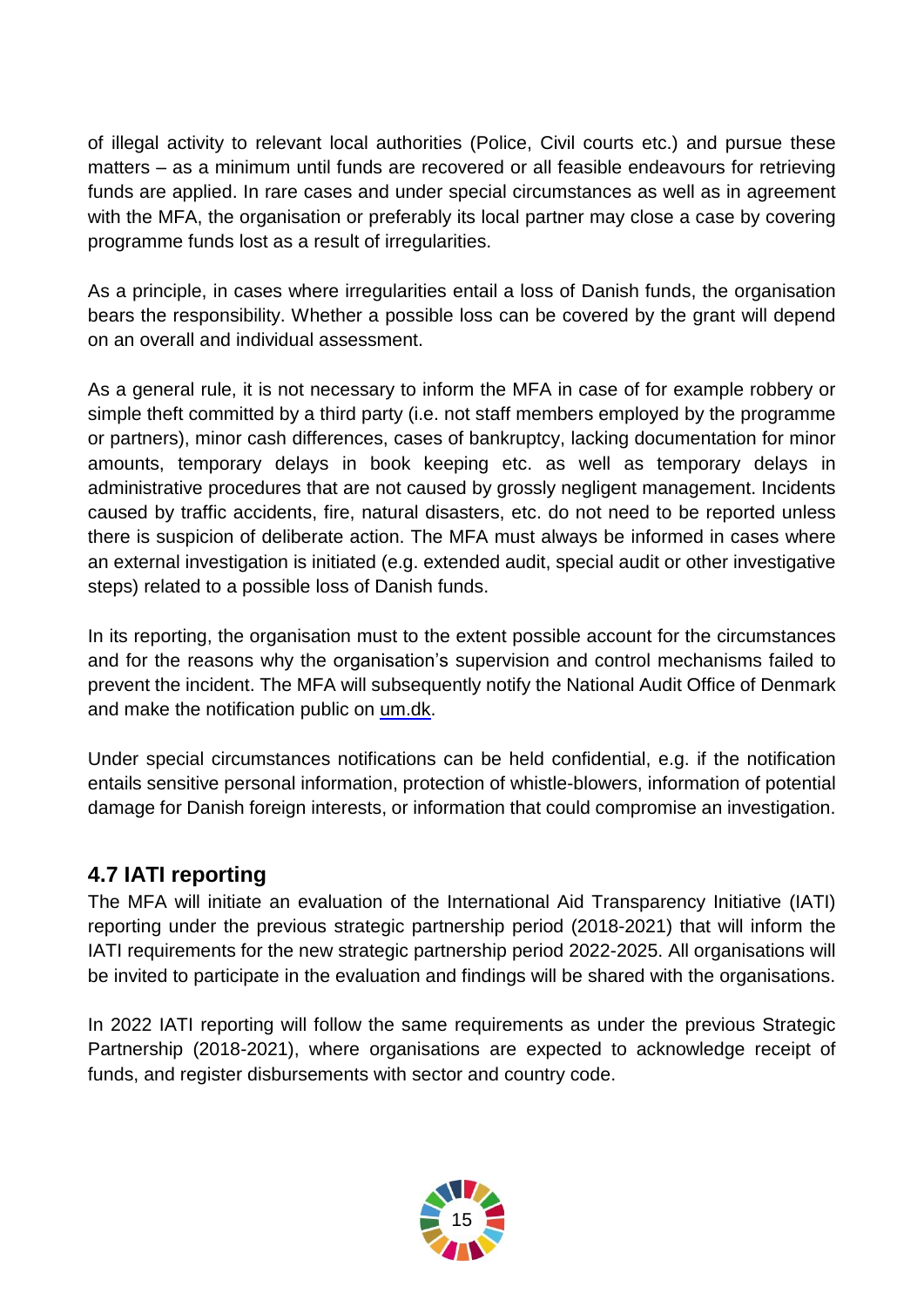of illegal activity to relevant local authorities (Police, Civil courts etc.) and pursue these matters – as a minimum until funds are recovered or all feasible endeavours for retrieving funds are applied. In rare cases and under special circumstances as well as in agreement with the MFA, the organisation or preferably its local partner may close a case by covering programme funds lost as a result of irregularities.

As a principle, in cases where irregularities entail a loss of Danish funds, the organisation bears the responsibility. Whether a possible loss can be covered by the grant will depend on an overall and individual assessment.

As a general rule, it is not necessary to inform the MFA in case of for example robbery or simple theft committed by a third party (i.e. not staff members employed by the programme or partners), minor cash differences, cases of bankruptcy, lacking documentation for minor amounts, temporary delays in book keeping etc. as well as temporary delays in administrative procedures that are not caused by grossly negligent management. Incidents caused by traffic accidents, fire, natural disasters, etc. do not need to be reported unless there is suspicion of deliberate action. The MFA must always be informed in cases where an external investigation is initiated (e.g. extended audit, special audit or other investigative steps) related to a possible loss of Danish funds.

In its reporting, the organisation must to the extent possible account for the circumstances and for the reasons why the organisation's supervision and control mechanisms failed to prevent the incident. The MFA will subsequently notify the National Audit Office of Denmark and make the notification public on um.dk.

Under special circumstances notifications can be held confidential, e.g. if the notification entails sensitive personal information, protection of whistle-blowers, information of potential damage for Danish foreign interests, or information that could compromise an investigation.

## 4.7 IATI reporting

The MFA will initiate an evaluation of the International Aid Transparency Initiative (IATI) reporting under the previous strategic partnership period (2018-2021) that will inform the IATI requirements for the new strategic partnership period 2022-2025. All organisations will be invited to participate in the evaluation and findings will be shared with the organisations.

In 2022 IATI reporting will follow the same requirements as under the previous Strategic Partnership (2018-2021), where organisations are expected to acknowledge receipt of funds, and register disbursements with sector and country code.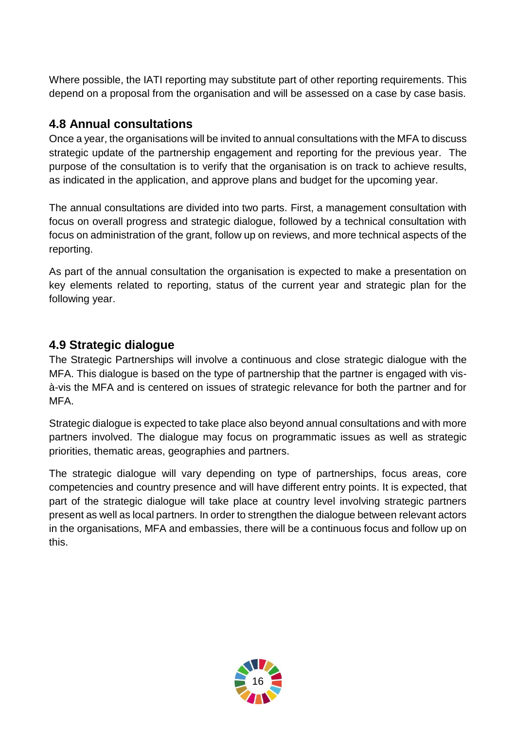Where possible, the IATI reporting may substitute part of other reporting requirements. This depend on a proposal from the organisation and will be assessed on a case by case basis.

### 4.8 Annual consultations

Once a year, the organisations will be invited to annual consultations with the MFA to discuss strategic update of the partnership engagement and reporting for the previous year. The purpose of the consultation is to verify that the organisation is on track to achieve results, as indicated in the application, and approve plans and budget for the upcoming year.

The annual consultations are divided into two parts. First, a management consultation with focus on overall progress and strategic dialogue, followed by a technical consultation with focus on administration of the grant, follow up on reviews, and more technical aspects of the reporting.

As part of the annual consultation the organisation is expected to make a presentation on key elements related to reporting, status of the current year and strategic plan for the following year.

### 4.9 Strategic dialogue

The Strategic Partnerships will involve a continuous and close strategic dialogue with the MFA. This dialogue is based on the type of partnership that the partner is engaged with vis-à-vis the MFA and is centered on issues of strategic relevance for both the partner and for MFA.

Strategic dialogue is expected to take place also beyond annual consultations and with more partners involved. The dialogue may focus on programmatic issues as well as strategic priorities, thematic areas, geographies and partners.

The strategic dialogue will vary depending on type of partnerships, focus areas, core competencies and country presence and will have different entry points. It is expected, that part of the strategic dialogue will take place at country level involving strategic partners present as well as local partners. In order to strengthen the dialogue between relevant actors in the organisations, MFA and embassies, there will be a continuous focus and follow up on this.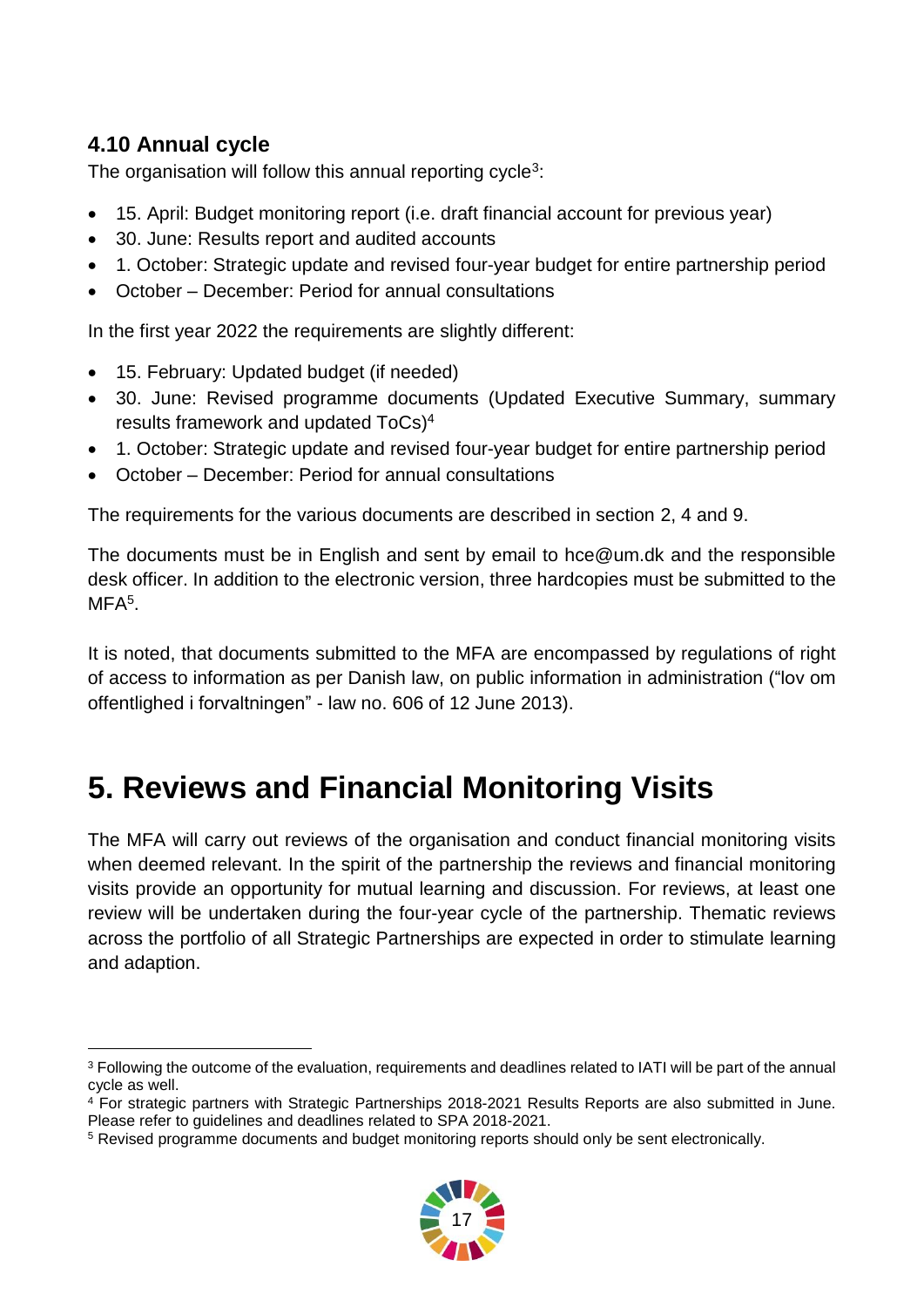### 4.10 Annual cycle

The organisation will follow this annual reporting cycle[3]:

- 15. April: Budget monitoring report (i.e. draft financial account for previous year)
- 30. June: Results report and audited accounts
- 1. October: Strategic update and revised four-year budget for entire partnership period
- October – December: Period for annual consultations

In the first year 2022 the requirements are slightly different:

- 15. February: Updated budget (if needed)
- 30. June: Revised programme documents (Updated Executive Summary, summary results framework and updated ToCs)[4]
- 1. October: Strategic update and revised four-year budget for entire partnership period
- October – December: Period for annual consultations

The requirements for the various documents are described in section 2, 4 and 9.

The documents must be in English and sent by email to hce@um.dk and the responsible desk officer. In addition to the electronic version, three hardcopies must be submitted to the MFA[5].

It is noted, that documents submitted to the MFA are encompassed by regulations of right of access to information as per Danish law, on public information in administration ("lov om offentlighed i forvaltningen" - law no. 606 of 12 June 2013).

# 5. Reviews and Financial Monitoring Visits

The MFA will carry out reviews of the organisation and conduct financial monitoring visits when deemed relevant. In the spirit of the partnership the reviews and financial monitoring visits provide an opportunity for mutual learning and discussion. For reviews, at least one review will be undertaken during the four-year cycle of the partnership. Thematic reviews across the portfolio of all Strategic Partnerships are expected in order to stimulate learning and adaption.

---

[3] Following the outcome of the evaluation, requirements and deadlines related to IATI will be part of the annual cycle as well.

[4] For strategic partners with Strategic Partnerships 2018-2021 Results Reports are also submitted in June. Please refer to guidelines and deadlines related to SPA 2018-2021.

[5] Revised programme documents and budget monitoring reports should only be sent electronically.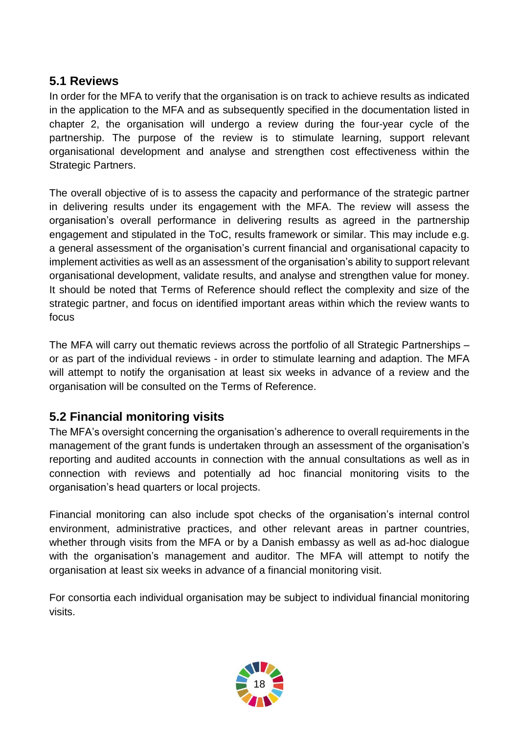### 5.1 Reviews

In order for the MFA to verify that the organisation is on track to achieve results as indicated in the application to the MFA and as subsequently specified in the documentation listed in chapter 2, the organisation will undergo a review during the four-year cycle of the partnership. The purpose of the review is to stimulate learning, support relevant organisational development and analyse and strengthen cost effectiveness within the Strategic Partners.

The overall objective of is to assess the capacity and performance of the strategic partner in delivering results under its engagement with the MFA. The review will assess the organisation's overall performance in delivering results as agreed in the partnership engagement and stipulated in the ToC, results framework or similar. This may include e.g. a general assessment of the organisation's current financial and organisational capacity to implement activities as well as an assessment of the organisation's ability to support relevant organisational development, validate results, and analyse and strengthen value for money. It should be noted that Terms of Reference should reflect the complexity and size of the strategic partner, and focus on identified important areas within which the review wants to focus

The MFA will carry out thematic reviews across the portfolio of all Strategic Partnerships – or as part of the individual reviews - in order to stimulate learning and adaption. The MFA will attempt to notify the organisation at least six weeks in advance of a review and the organisation will be consulted on the Terms of Reference.

### 5.2 Financial monitoring visits

The MFA's oversight concerning the organisation's adherence to overall requirements in the management of the grant funds is undertaken through an assessment of the organisation's reporting and audited accounts in connection with the annual consultations as well as in connection with reviews and potentially ad hoc financial monitoring visits to the organisation's head quarters or local projects.

Financial monitoring can also include spot checks of the organisation's internal control environment, administrative practices, and other relevant areas in partner countries, whether through visits from the MFA or by a Danish embassy as well as ad-hoc dialogue with the organisation's management and auditor. The MFA will attempt to notify the organisation at least six weeks in advance of a financial monitoring visit.

For consortia each individual organisation may be subject to individual financial monitoring visits.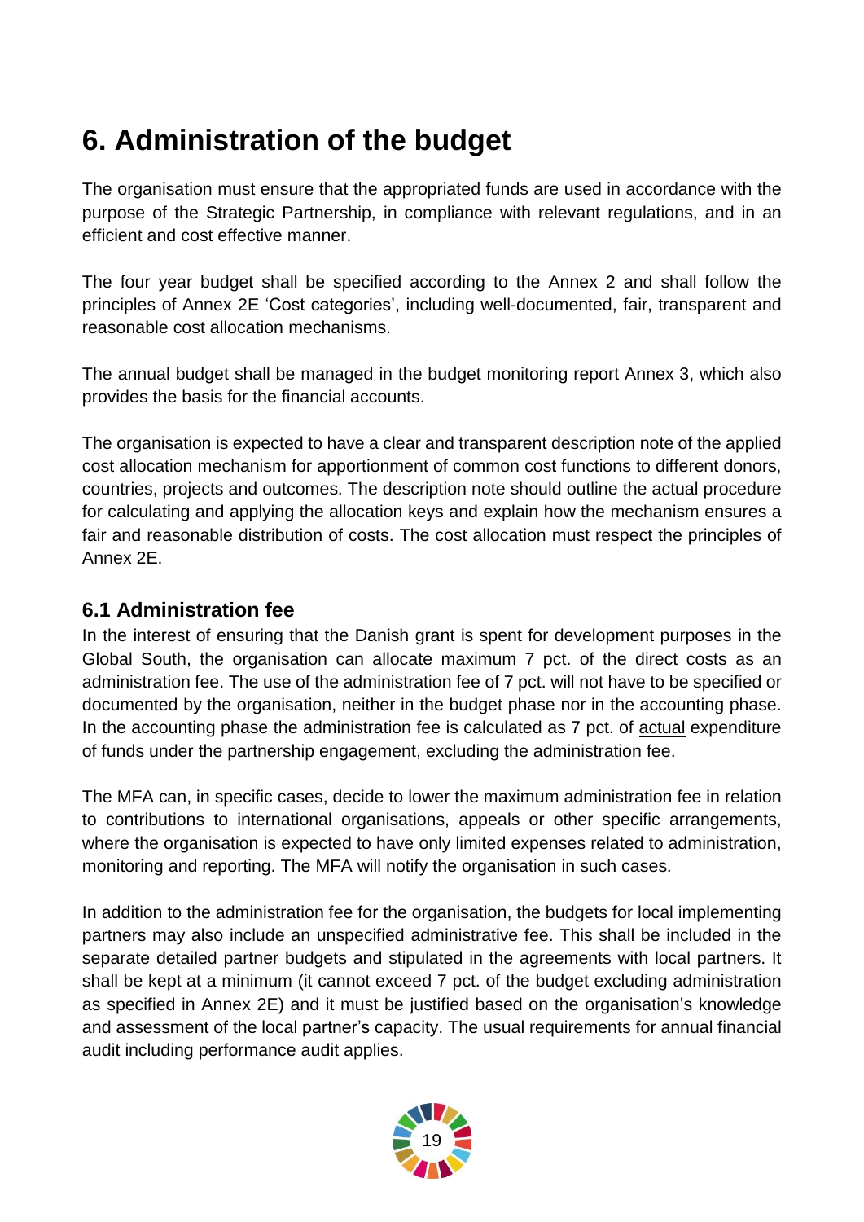# 6. Administration of the budget

The organisation must ensure that the appropriated funds are used in accordance with the purpose of the Strategic Partnership, in compliance with relevant regulations, and in an efficient and cost effective manner.

The four year budget shall be specified according to the Annex 2 and shall follow the principles of Annex 2E 'Cost categories', including well-documented, fair, transparent and reasonable cost allocation mechanisms.

The annual budget shall be managed in the budget monitoring report Annex 3, which also provides the basis for the financial accounts.

The organisation is expected to have a clear and transparent description note of the applied cost allocation mechanism for apportionment of common cost functions to different donors, countries, projects and outcomes. The description note should outline the actual procedure for calculating and applying the allocation keys and explain how the mechanism ensures a fair and reasonable distribution of costs. The cost allocation must respect the principles of Annex 2E.

## 6.1 Administration fee

In the interest of ensuring that the Danish grant is spent for development purposes in the Global South, the organisation can allocate maximum 7 pct. of the direct costs as an administration fee. The use of the administration fee of 7 pct. will not have to be specified or documented by the organisation, neither in the budget phase nor in the accounting phase. In the accounting phase the administration fee is calculated as 7 pct. of actual expenditure of funds under the partnership engagement, excluding the administration fee.

The MFA can, in specific cases, decide to lower the maximum administration fee in relation to contributions to international organisations, appeals or other specific arrangements, where the organisation is expected to have only limited expenses related to administration, monitoring and reporting. The MFA will notify the organisation in such cases.

In addition to the administration fee for the organisation, the budgets for local implementing partners may also include an unspecified administrative fee. This shall be included in the separate detailed partner budgets and stipulated in the agreements with local partners. It shall be kept at a minimum (it cannot exceed 7 pct. of the budget excluding administration as specified in Annex 2E) and it must be justified based on the organisation's knowledge and assessment of the local partner's capacity. The usual requirements for annual financial audit including performance audit applies.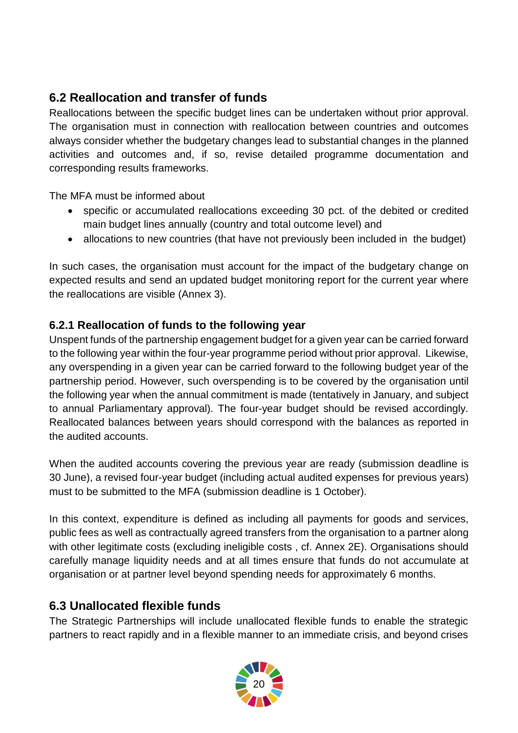## 6.2 Reallocation and transfer of funds

Reallocations between the specific budget lines can be undertaken without prior approval. The organisation must in connection with reallocation between countries and outcomes always consider whether the budgetary changes lead to substantial changes in the planned activities and outcomes and, if so, revise detailed programme documentation and corresponding results frameworks.

The MFA must be informed about

- specific or accumulated reallocations exceeding 30 pct. of the debited or credited main budget lines annually (country and total outcome level) and
- allocations to new countries (that have not previously been included in the budget)

In such cases, the organisation must account for the impact of the budgetary change on expected results and send an updated budget monitoring report for the current year where the reallocations are visible (Annex 3).

### 6.2.1 Reallocation of funds to the following year

Unspent funds of the partnership engagement budget for a given year can be carried forward to the following year within the four-year programme period without prior approval. Likewise, any overspending in a given year can be carried forward to the following budget year of the partnership period. However, such overspending is to be covered by the organisation until the following year when the annual commitment is made (tentatively in January, and subject to annual Parliamentary approval). The four-year budget should be revised accordingly. Reallocated balances between years should correspond with the balances as reported in the audited accounts.

When the audited accounts covering the previous year are ready (submission deadline is 30 June), a revised four-year budget (including actual audited expenses for previous years) must be submitted to the MFA (submission deadline is 1 October).

In this context, expenditure is defined as including all payments for goods and services, public fees as well as contractually agreed transfers from the organisation to a partner along with other legitimate costs (excluding ineligible costs , cf. Annex 2E). Organisations should carefully manage liquidity needs and at all times ensure that funds do not accumulate at organisation or at partner level beyond spending needs for approximately 6 months.

## 6.3 Unallocated flexible funds

The Strategic Partnerships will include unallocated flexible funds to enable the strategic partners to react rapidly and in a flexible manner to an immediate crisis, and beyond crises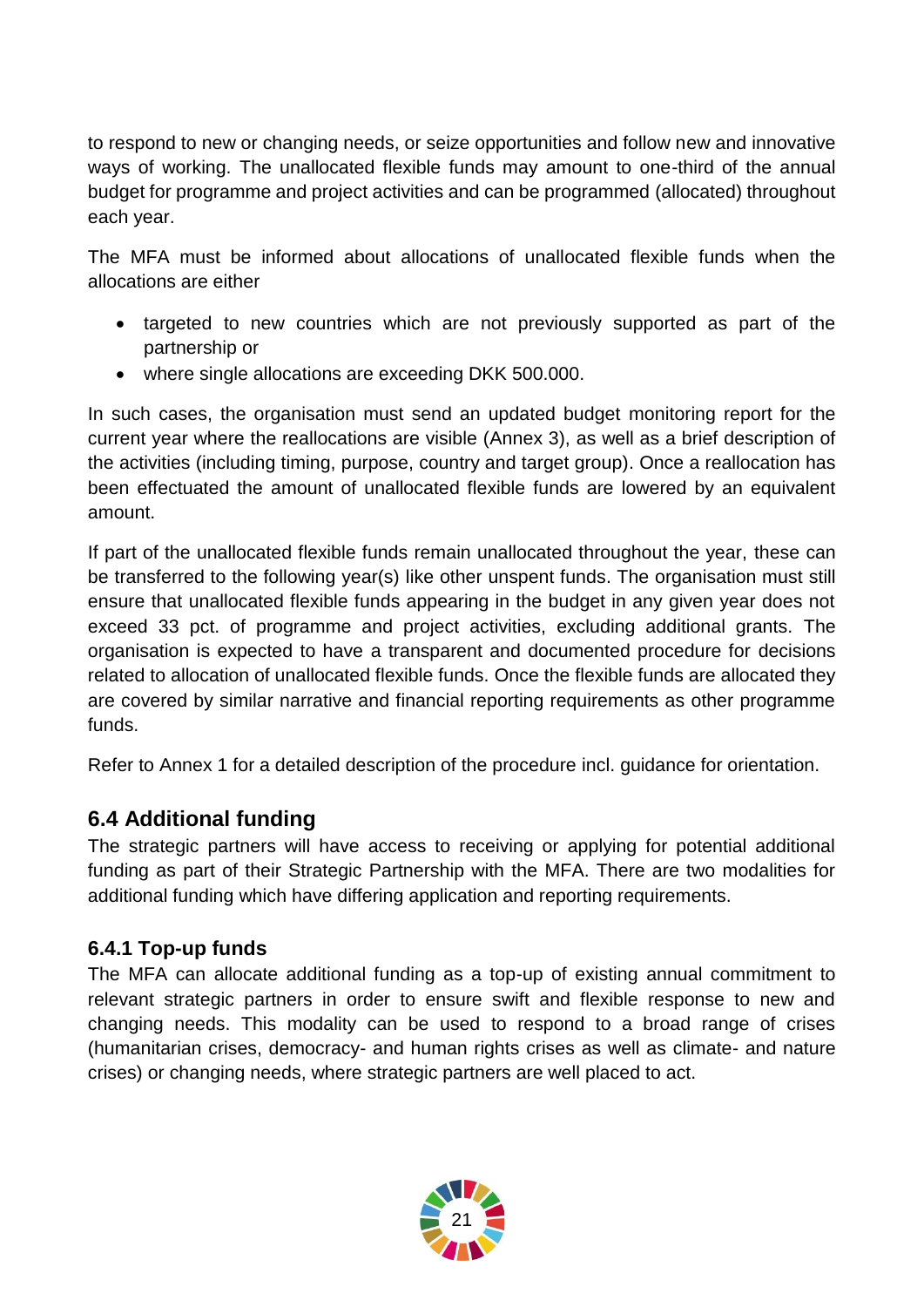to respond to new or changing needs, or seize opportunities and follow new and innovative ways of working. The unallocated flexible funds may amount to one-third of the annual budget for programme and project activities and can be programmed (allocated) throughout each year.

The MFA must be informed about allocations of unallocated flexible funds when the allocations are either

- targeted to new countries which are not previously supported as part of the partnership or
- where single allocations are exceeding DKK 500.000.

In such cases, the organisation must send an updated budget monitoring report for the current year where the reallocations are visible (Annex 3), as well as a brief description of the activities (including timing, purpose, country and target group). Once a reallocation has been effectuated the amount of unallocated flexible funds are lowered by an equivalent amount.

If part of the unallocated flexible funds remain unallocated throughout the year, these can be transferred to the following year(s) like other unspent funds. The organisation must still ensure that unallocated flexible funds appearing in the budget in any given year does not exceed 33 pct. of programme and project activities, excluding additional grants. The organisation is expected to have a transparent and documented procedure for decisions related to allocation of unallocated flexible funds. Once the flexible funds are allocated they are covered by similar narrative and financial reporting requirements as other programme funds.

Refer to Annex 1 for a detailed description of the procedure incl. guidance for orientation.

## 6.4 Additional funding

The strategic partners will have access to receiving or applying for potential additional funding as part of their Strategic Partnership with the MFA. There are two modalities for additional funding which have differing application and reporting requirements.

### 6.4.1 Top-up funds

The MFA can allocate additional funding as a top-up of existing annual commitment to relevant strategic partners in order to ensure swift and flexible response to new and changing needs. This modality can be used to respond to a broad range of crises (humanitarian crises, democracy- and human rights crises as well as climate- and nature crises) or changing needs, where strategic partners are well placed to act.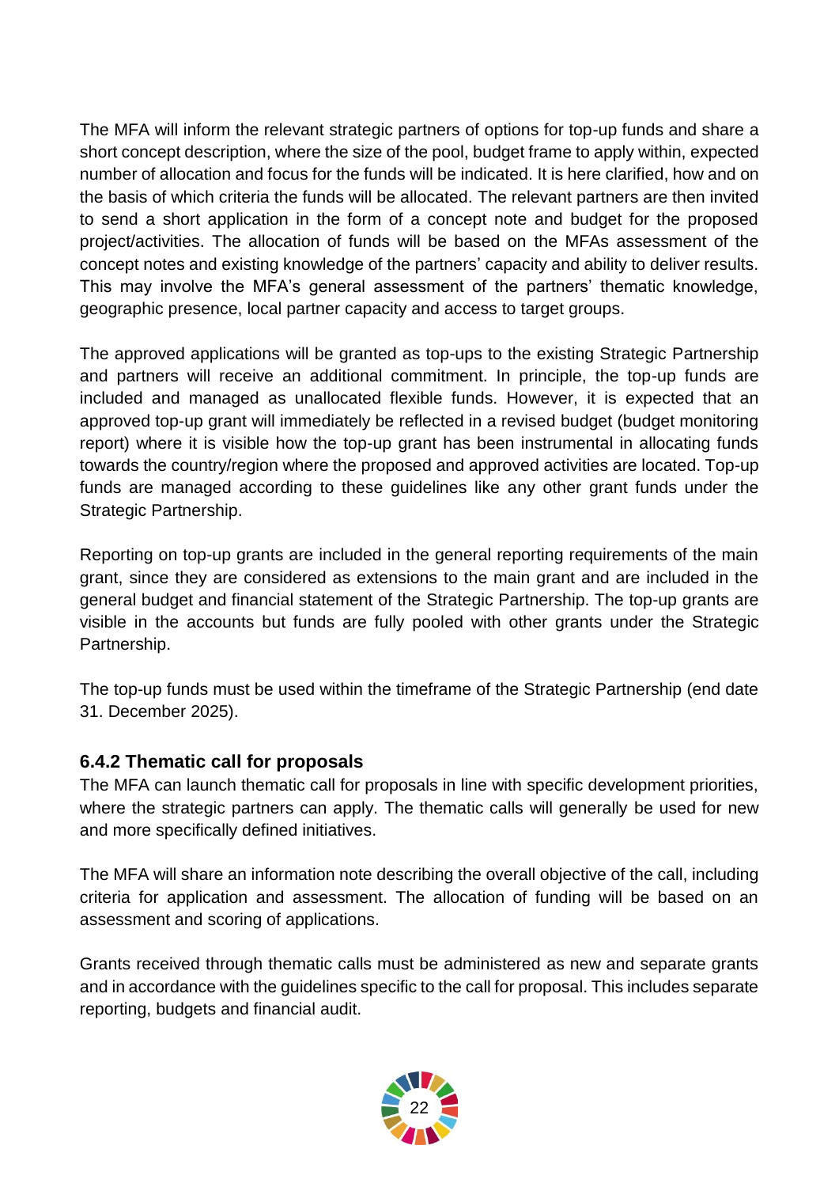The MFA will inform the relevant strategic partners of options for top-up funds and share a short concept description, where the size of the pool, budget frame to apply within, expected number of allocation and focus for the funds will be indicated. It is here clarified, how and on the basis of which criteria the funds will be allocated. The relevant partners are then invited to send a short application in the form of a concept note and budget for the proposed project/activities. The allocation of funds will be based on the MFAs assessment of the concept notes and existing knowledge of the partners' capacity and ability to deliver results. This may involve the MFA's general assessment of the partners' thematic knowledge, geographic presence, local partner capacity and access to target groups.

The approved applications will be granted as top-ups to the existing Strategic Partnership and partners will receive an additional commitment. In principle, the top-up funds are included and managed as unallocated flexible funds. However, it is expected that an approved top-up grant will immediately be reflected in a revised budget (budget monitoring report) where it is visible how the top-up grant has been instrumental in allocating funds towards the country/region where the proposed and approved activities are located. Top-up funds are managed according to these guidelines like any other grant funds under the Strategic Partnership.

Reporting on top-up grants are included in the general reporting requirements of the main grant, since they are considered as extensions to the main grant and are included in the general budget and financial statement of the Strategic Partnership. The top-up grants are visible in the accounts but funds are fully pooled with other grants under the Strategic Partnership.

The top-up funds must be used within the timeframe of the Strategic Partnership (end date 31. December 2025).

### 6.4.2 Thematic call for proposals

The MFA can launch thematic call for proposals in line with specific development priorities, where the strategic partners can apply. The thematic calls will generally be used for new and more specifically defined initiatives.

The MFA will share an information note describing the overall objective of the call, including criteria for application and assessment. The allocation of funding will be based on an assessment and scoring of applications.

Grants received through thematic calls must be administered as new and separate grants and in accordance with the guidelines specific to the call for proposal. This includes separate reporting, budgets and financial audit.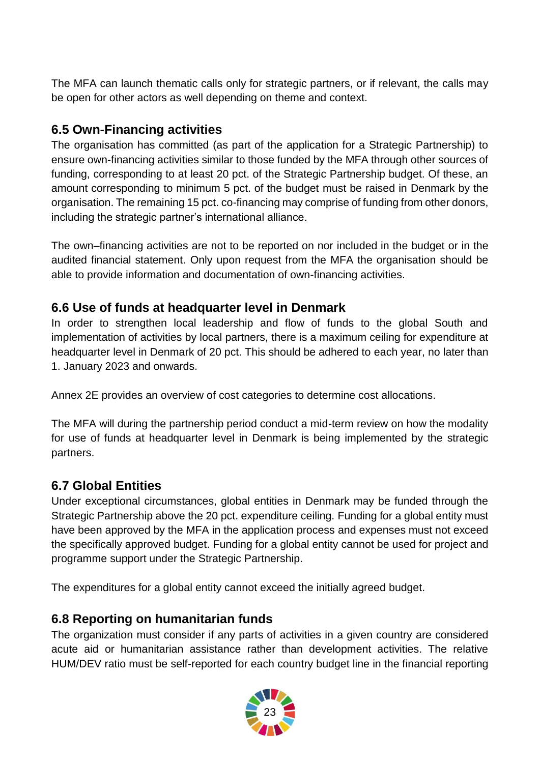The MFA can launch thematic calls only for strategic partners, or if relevant, the calls may be open for other actors as well depending on theme and context.

### 6.5 Own-Financing activities

The organisation has committed (as part of the application for a Strategic Partnership) to ensure own-financing activities similar to those funded by the MFA through other sources of funding, corresponding to at least 20 pct. of the Strategic Partnership budget. Of these, an amount corresponding to minimum 5 pct. of the budget must be raised in Denmark by the organisation. The remaining 15 pct. co-financing may comprise of funding from other donors, including the strategic partner's international alliance.

The own–financing activities are not to be reported on nor included in the budget or in the audited financial statement. Only upon request from the MFA the organisation should be able to provide information and documentation of own-financing activities.

### 6.6 Use of funds at headquarter level in Denmark

In order to strengthen local leadership and flow of funds to the global South and implementation of activities by local partners, there is a maximum ceiling for expenditure at headquarter level in Denmark of 20 pct. This should be adhered to each year, no later than 1. January 2023 and onwards.

Annex 2E provides an overview of cost categories to determine cost allocations.

The MFA will during the partnership period conduct a mid-term review on how the modality for use of funds at headquarter level in Denmark is being implemented by the strategic partners.

### 6.7 Global Entities

Under exceptional circumstances, global entities in Denmark may be funded through the Strategic Partnership above the 20 pct. expenditure ceiling. Funding for a global entity must have been approved by the MFA in the application process and expenses must not exceed the specifically approved budget. Funding for a global entity cannot be used for project and programme support under the Strategic Partnership.

The expenditures for a global entity cannot exceed the initially agreed budget.

### 6.8 Reporting on humanitarian funds

The organization must consider if any parts of activities in a given country are considered acute aid or humanitarian assistance rather than development activities. The relative HUM/DEV ratio must be self-reported for each country budget line in the financial reporting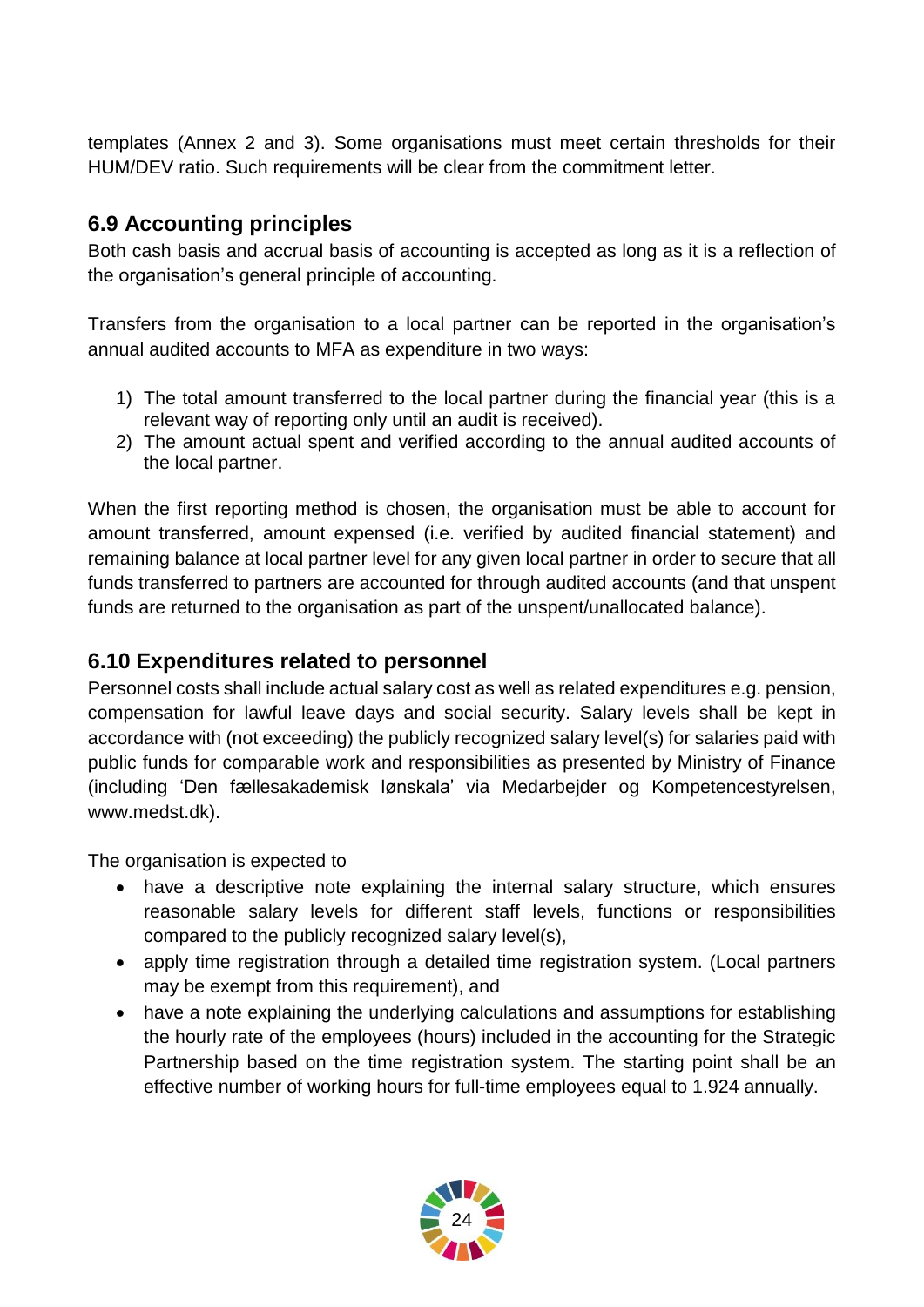templates (Annex 2 and 3). Some organisations must meet certain thresholds for their HUM/DEV ratio. Such requirements will be clear from the commitment letter.

## 6.9 Accounting principles

Both cash basis and accrual basis of accounting is accepted as long as it is a reflection of the organisation's general principle of accounting.

Transfers from the organisation to a local partner can be reported in the organisation's annual audited accounts to MFA as expenditure in two ways:

1) The total amount transferred to the local partner during the financial year (this is a relevant way of reporting only until an audit is received).
2) The amount actual spent and verified according to the annual audited accounts of the local partner.

When the first reporting method is chosen, the organisation must be able to account for amount transferred, amount expensed (i.e. verified by audited financial statement) and remaining balance at local partner level for any given local partner in order to secure that all funds transferred to partners are accounted for through audited accounts (and that unspent funds are returned to the organisation as part of the unspent/unallocated balance).

## 6.10 Expenditures related to personnel

Personnel costs shall include actual salary cost as well as related expenditures e.g. pension, compensation for lawful leave days and social security. Salary levels shall be kept in accordance with (not exceeding) the publicly recognized salary level(s) for salaries paid with public funds for comparable work and responsibilities as presented by Ministry of Finance (including 'Den fællesakademisk lønskala' via Medarbejder og Kompetencestyrelsen, www.medst.dk).

The organisation is expected to

- have a descriptive note explaining the internal salary structure, which ensures reasonable salary levels for different staff levels, functions or responsibilities compared to the publicly recognized salary level(s),
- apply time registration through a detailed time registration system. (Local partners may be exempt from this requirement), and
- have a note explaining the underlying calculations and assumptions for establishing the hourly rate of the employees (hours) included in the accounting for the Strategic Partnership based on the time registration system. The starting point shall be an effective number of working hours for full-time employees equal to 1.924 annually.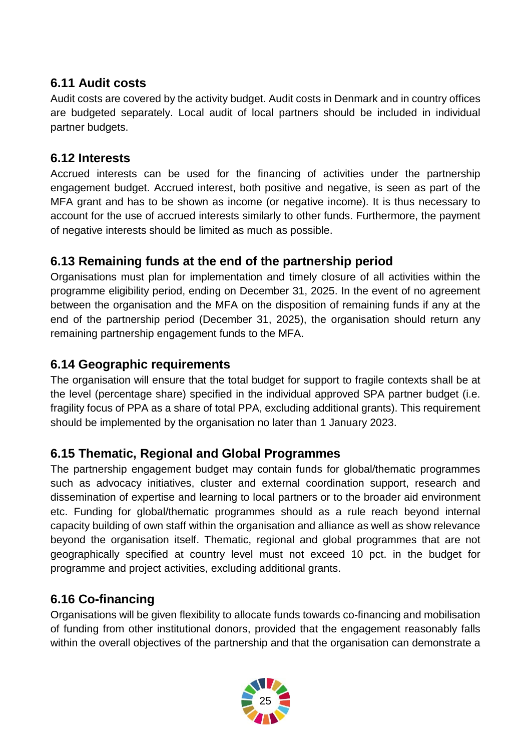## 6.11 Audit costs

Audit costs are covered by the activity budget. Audit costs in Denmark and in country offices are budgeted separately. Local audit of local partners should be included in individual partner budgets.

## 6.12 Interests

Accrued interests can be used for the financing of activities under the partnership engagement budget. Accrued interest, both positive and negative, is seen as part of the MFA grant and has to be shown as income (or negative income). It is thus necessary to account for the use of accrued interests similarly to other funds. Furthermore, the payment of negative interests should be limited as much as possible.

## 6.13 Remaining funds at the end of the partnership period

Organisations must plan for implementation and timely closure of all activities within the programme eligibility period, ending on December 31, 2025. In the event of no agreement between the organisation and the MFA on the disposition of remaining funds if any at the end of the partnership period (December 31, 2025), the organisation should return any remaining partnership engagement funds to the MFA.

## 6.14 Geographic requirements

The organisation will ensure that the total budget for support to fragile contexts shall be at the level (percentage share) specified in the individual approved SPA partner budget (i.e. fragility focus of PPA as a share of total PPA, excluding additional grants). This requirement should be implemented by the organisation no later than 1 January 2023.

## 6.15 Thematic, Regional and Global Programmes

The partnership engagement budget may contain funds for global/thematic programmes such as advocacy initiatives, cluster and external coordination support, research and dissemination of expertise and learning to local partners or to the broader aid environment etc. Funding for global/thematic programmes should as a rule reach beyond internal capacity building of own staff within the organisation and alliance as well as show relevance beyond the organisation itself. Thematic, regional and global programmes that are not geographically specified at country level must not exceed 10 pct. in the budget for programme and project activities, excluding additional grants.

## 6.16 Co-financing

Organisations will be given flexibility to allocate funds towards co-financing and mobilisation of funding from other institutional donors, provided that the engagement reasonably falls within the overall objectives of the partnership and that the organisation can demonstrate a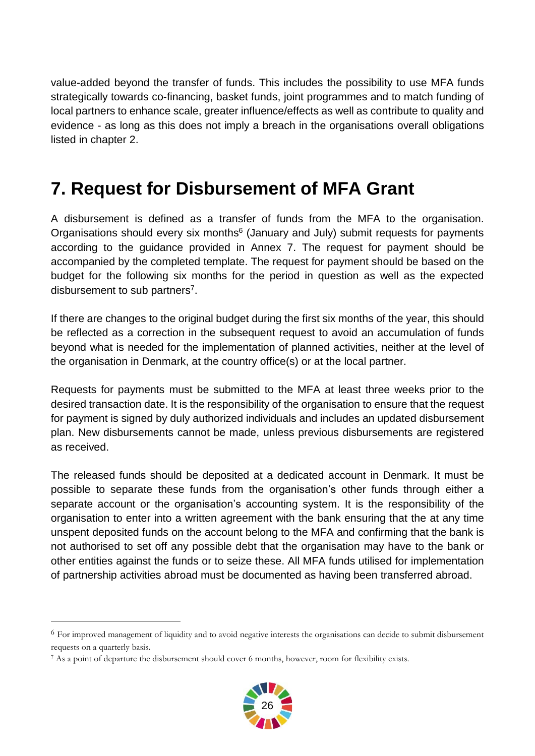value-added beyond the transfer of funds. This includes the possibility to use MFA funds strategically towards co-financing, basket funds, joint programmes and to match funding of local partners to enhance scale, greater influence/effects as well as contribute to quality and evidence - as long as this does not imply a breach in the organisations overall obligations listed in chapter 2.

# 7. Request for Disbursement of MFA Grant

A disbursement is defined as a transfer of funds from the MFA to the organisation. Organisations should every six months[6] (January and July) submit requests for payments according to the guidance provided in Annex 7. The request for payment should be accompanied by the completed template. The request for payment should be based on the budget for the following six months for the period in question as well as the expected disbursement to sub partners[7].

If there are changes to the original budget during the first six months of the year, this should be reflected as a correction in the subsequent request to avoid an accumulation of funds beyond what is needed for the implementation of planned activities, neither at the level of the organisation in Denmark, at the country office(s) or at the local partner.

Requests for payments must be submitted to the MFA at least three weeks prior to the desired transaction date. It is the responsibility of the organisation to ensure that the request for payment is signed by duly authorized individuals and includes an updated disbursement plan. New disbursements cannot be made, unless previous disbursements are registered as received.

The released funds should be deposited at a dedicated account in Denmark. It must be possible to separate these funds from the organisation's other funds through either a separate account or the organisation's accounting system. It is the responsibility of the organisation to enter into a written agreement with the bank ensuring that the at any time unspent deposited funds on the account belong to the MFA and confirming that the bank is not authorised to set off any possible debt that the organisation may have to the bank or other entities against the funds or to seize these. All MFA funds utilised for implementation of partnership activities abroad must be documented as having been transferred abroad.

---

[6] For improved management of liquidity and to avoid negative interests the organisations can decide to submit disbursement requests on a quarterly basis.

[7] As a point of departure the disbursement should cover 6 months, however, room for flexibility exists.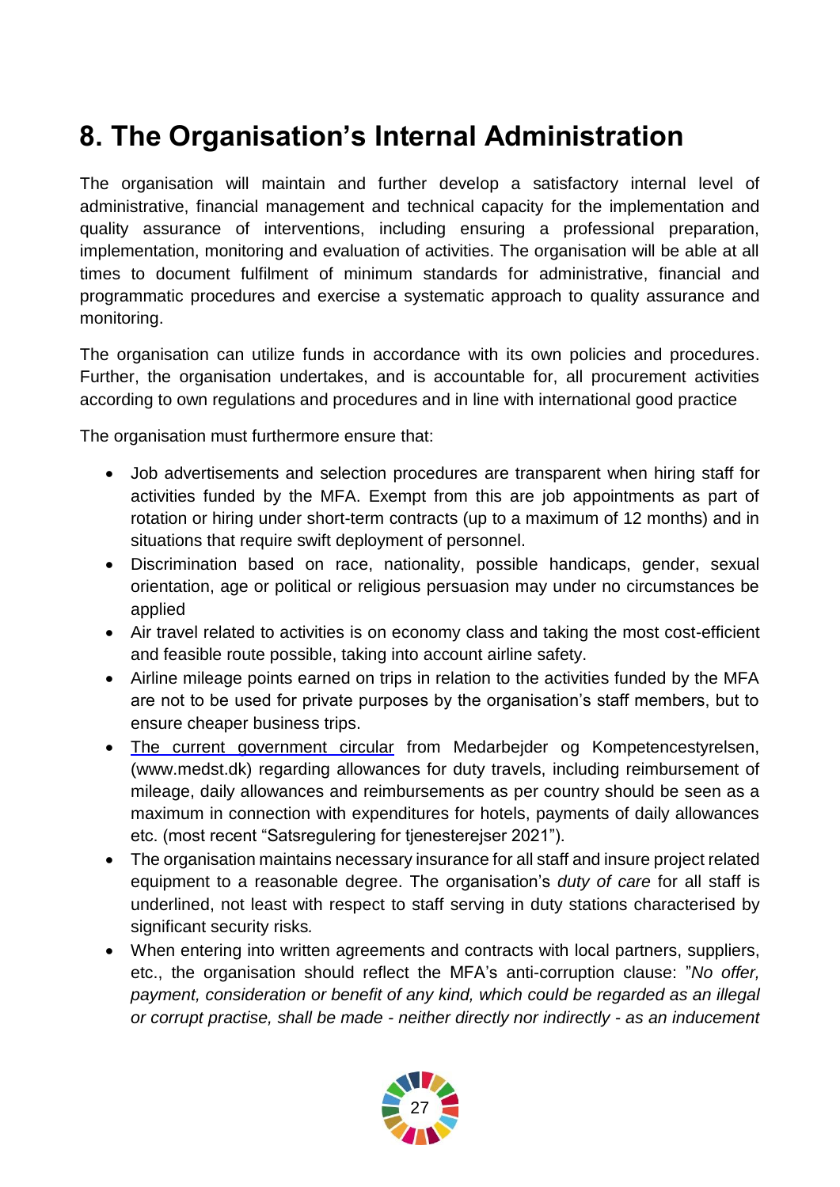# 8. The Organisation's Internal Administration

The organisation will maintain and further develop a satisfactory internal level of administrative, financial management and technical capacity for the implementation and quality assurance of interventions, including ensuring a professional preparation, implementation, monitoring and evaluation of activities. The organisation will be able at all times to document fulfilment of minimum standards for administrative, financial and programmatic procedures and exercise a systematic approach to quality assurance and monitoring.

The organisation can utilize funds in accordance with its own policies and procedures. Further, the organisation undertakes, and is accountable for, all procurement activities according to own regulations and procedures and in line with international good practice

The organisation must furthermore ensure that:

- Job advertisements and selection procedures are transparent when hiring staff for activities funded by the MFA. Exempt from this are job appointments as part of rotation or hiring under short-term contracts (up to a maximum of 12 months) and in situations that require swift deployment of personnel.
- Discrimination based on race, nationality, possible handicaps, gender, sexual orientation, age or political or religious persuasion may under no circumstances be applied
- Air travel related to activities is on economy class and taking the most cost-efficient and feasible route possible, taking into account airline safety.
- Airline mileage points earned on trips in relation to the activities funded by the MFA are not to be used for private purposes by the organisation's staff members, but to ensure cheaper business trips.
- The current government circular from Medarbejder og Kompetencestyrelsen, (www.medst.dk) regarding allowances for duty travels, including reimbursement of mileage, daily allowances and reimbursements as per country should be seen as a maximum in connection with expenditures for hotels, payments of daily allowances etc. (most recent "Satsregulering for tjenesterejser 2021").
- The organisation maintains necessary insurance for all staff and insure project related equipment to a reasonable degree. The organisation's *duty of care* for all staff is underlined, not least with respect to staff serving in duty stations characterised by significant security risks.
- When entering into written agreements and contracts with local partners, suppliers, etc., the organisation should reflect the MFA's anti-corruption clause: "*No offer, payment, consideration or benefit of any kind, which could be regarded as an illegal or corrupt practise, shall be made - neither directly nor indirectly - as an inducement*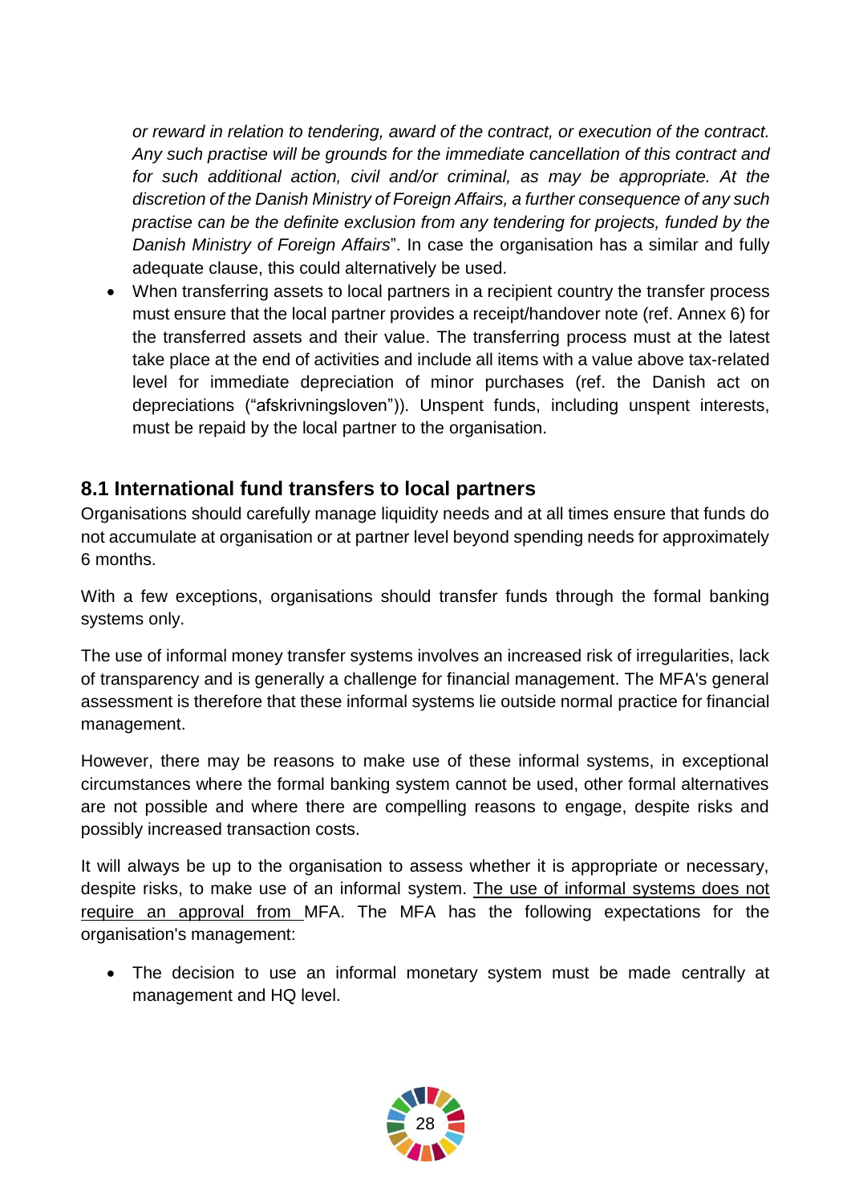*or reward in relation to tendering, award of the contract, or execution of the contract. Any such practise will be grounds for the immediate cancellation of this contract and for such additional action, civil and/or criminal, as may be appropriate. At the discretion of the Danish Ministry of Foreign Affairs, a further consequence of any such practise can be the definite exclusion from any tendering for projects, funded by the Danish Ministry of Foreign Affairs*". In case the organisation has a similar and fully adequate clause, this could alternatively be used.

- When transferring assets to local partners in a recipient country the transfer process must ensure that the local partner provides a receipt/handover note (ref. Annex 6) for the transferred assets and their value. The transferring process must at the latest take place at the end of activities and include all items with a value above tax-related level for immediate depreciation of minor purchases (ref. the Danish act on depreciations ("afskrivningsloven")). Unspent funds, including unspent interests, must be repaid by the local partner to the organisation.

## 8.1 International fund transfers to local partners

Organisations should carefully manage liquidity needs and at all times ensure that funds do not accumulate at organisation or at partner level beyond spending needs for approximately 6 months.

With a few exceptions, organisations should transfer funds through the formal banking systems only.

The use of informal money transfer systems involves an increased risk of irregularities, lack of transparency and is generally a challenge for financial management. The MFA's general assessment is therefore that these informal systems lie outside normal practice for financial management.

However, there may be reasons to make use of these informal systems, in exceptional circumstances where the formal banking system cannot be used, other formal alternatives are not possible and where there are compelling reasons to engage, despite risks and possibly increased transaction costs.

It will always be up to the organisation to assess whether it is appropriate or necessary, despite risks, to make use of an informal system. The use of informal systems does not require an approval from MFA. The MFA has the following expectations for the organisation's management:

- The decision to use an informal monetary system must be made centrally at management and HQ level.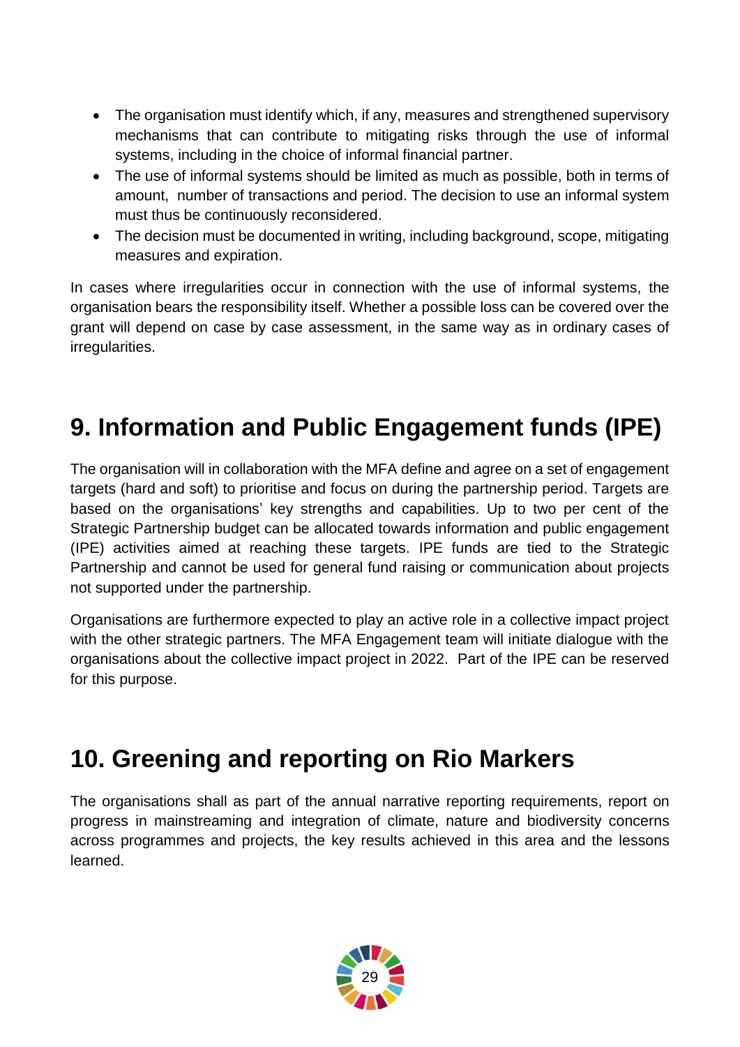- The organisation must identify which, if any, measures and strengthened supervisory mechanisms that can contribute to mitigating risks through the use of informal systems, including in the choice of informal financial partner.
- The use of informal systems should be limited as much as possible, both in terms of amount, number of transactions and period. The decision to use an informal system must thus be continuously reconsidered.
- The decision must be documented in writing, including background, scope, mitigating measures and expiration.

In cases where irregularities occur in connection with the use of informal systems, the organisation bears the responsibility itself. Whether a possible loss can be covered over the grant will depend on case by case assessment, in the same way as in ordinary cases of irregularities.

# 9. Information and Public Engagement funds (IPE)

The organisation will in collaboration with the MFA define and agree on a set of engagement targets (hard and soft) to prioritise and focus on during the partnership period. Targets are based on the organisations' key strengths and capabilities. Up to two per cent of the Strategic Partnership budget can be allocated towards information and public engagement (IPE) activities aimed at reaching these targets. IPE funds are tied to the Strategic Partnership and cannot be used for general fund raising or communication about projects not supported under the partnership.

Organisations are furthermore expected to play an active role in a collective impact project with the other strategic partners. The MFA Engagement team will initiate dialogue with the organisations about the collective impact project in 2022. Part of the IPE can be reserved for this purpose.

# 10. Greening and reporting on Rio Markers

The organisations shall as part of the annual narrative reporting requirements, report on progress in mainstreaming and integration of climate, nature and biodiversity concerns across programmes and projects, the key results achieved in this area and the lessons learned.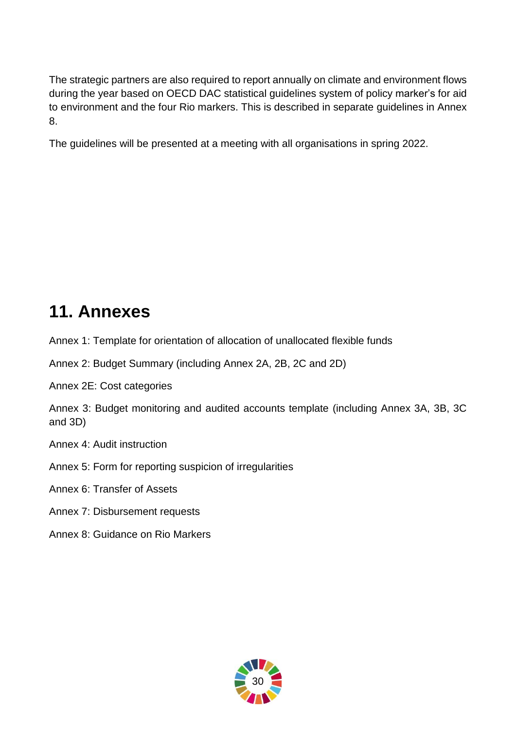The strategic partners are also required to report annually on climate and environment flows during the year based on OECD DAC statistical guidelines system of policy marker's for aid to environment and the four Rio markers. This is described in separate guidelines in Annex 8.

The guidelines will be presented at a meeting with all organisations in spring 2022.

# 11. Annexes

Annex 1: Template for orientation of allocation of unallocated flexible funds

Annex 2: Budget Summary (including Annex 2A, 2B, 2C and 2D)

Annex 2E: Cost categories

Annex 3: Budget monitoring and audited accounts template (including Annex 3A, 3B, 3C and 3D)

Annex 4: Audit instruction

Annex 5: Form for reporting suspicion of irregularities

Annex 6: Transfer of Assets

Annex 7: Disbursement requests

Annex 8: Guidance on Rio Markers